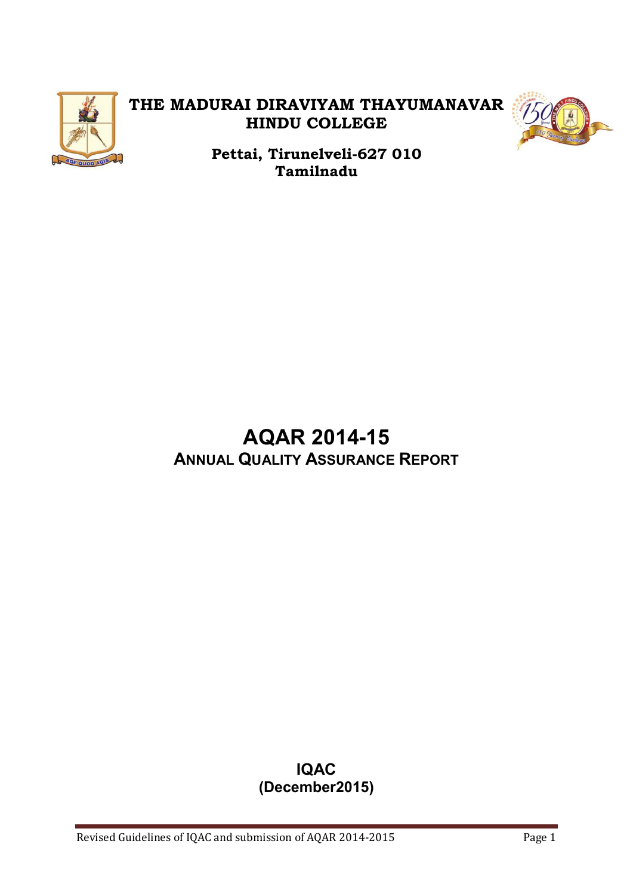# THE MADURAI DIRAVIYAM THAYUMANAVAR HINDU COLLEGE

**Pettai, Tirunelveli-627 010**
**Tamilnadu**

# AQAR 2014-15

## ANNUAL QUALITY ASSURANCE REPORT

**IQAC**
**(December2015)**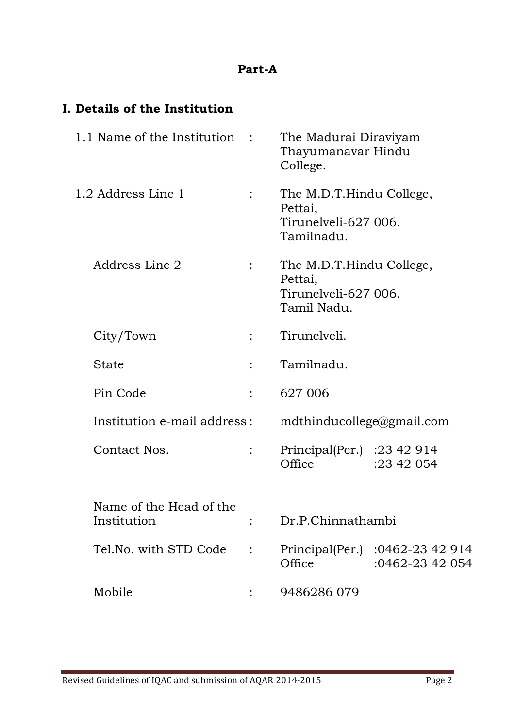## Part-A

### I. Details of the Institution

| | | |
|---|---|---|
| 1.1 Name of the Institution | : | The Madurai Diraviyam Thayumanavar Hindu College. |
| 1.2 Address Line 1 | : | The M.D.T.Hindu College, Pettai, Tirunelveli-627 006. Tamilnadu. |
| Address Line 2 | : | The M.D.T.Hindu College, Pettai, Tirunelveli-627 006. Tamil Nadu. |
| City/Town | : | Tirunelveli. |
| State | : | Tamilnadu. |
| Pin Code | : | 627 006 |
| Institution e-mail address | : | mdthinducollege@gmail.com |
| Contact Nos. | : | Principal(Per.) :23 42 914<br>Office :23 42 054 |
| Name of the Head of the Institution | : | Dr.P.Chinnathambi |
| Tel.No. with STD Code | : | Principal(Per.) :0462-23 42 914<br>Office :0462-23 42 054 |
| Mobile | : | 9486286 079 |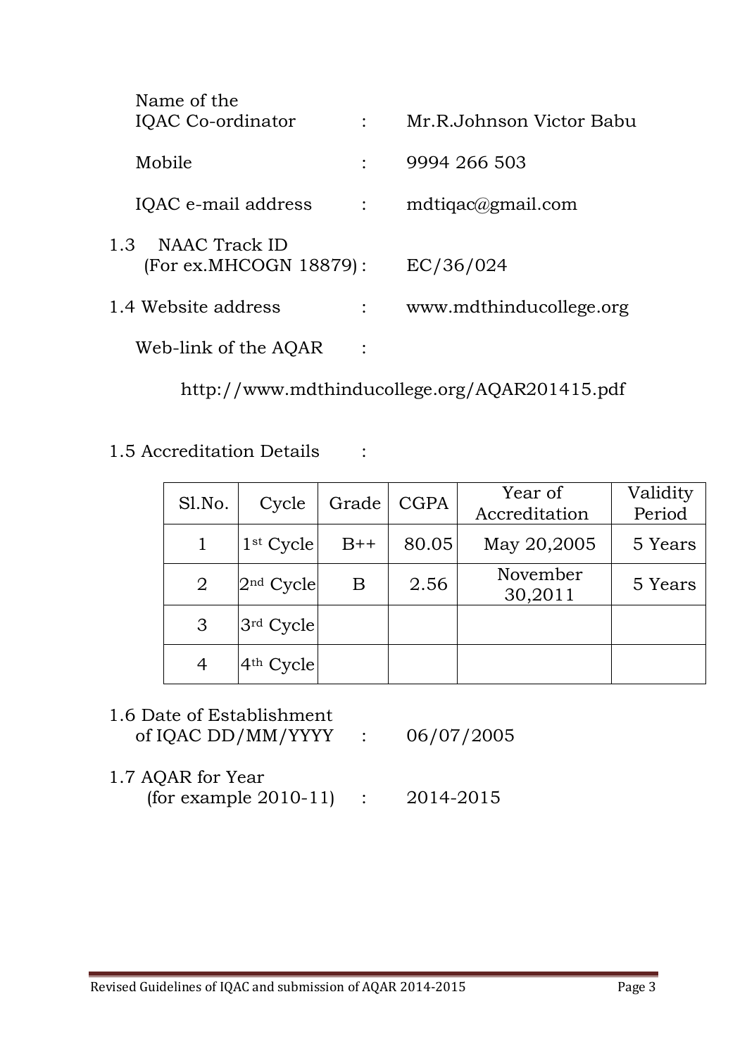Name of the IQAC Co-ordinator : Mr.R.Johnson Victor Babu

Mobile : 9994 266 503

IQAC e-mail address : mdtiqac@gmail.com

1.3 NAAC Track ID (For ex.MHCOGN 18879) : EC/36/024

1.4 Website address : www.mdthinducollege.org

Web-link of the AQAR :

http://www.mdthinducollege.org/AQAR201415.pdf

1.5 Accreditation Details :

| Sl.No. | Cycle | Grade | CGPA | Year of Accreditation | Validity Period |
|---|---|---|---|---|---|
| 1 | 1st Cycle | B++ | 80.05 | May 20,2005 | 5 Years |
| 2 | 2nd Cycle | B | 2.56 | November 30,2011 | 5 Years |
| 3 | 3rd Cycle | | | | |
| 4 | 4th Cycle | | | | |

1.6 Date of Establishment of IQAC DD/MM/YYYY : 06/07/2005

1.7 AQAR for Year (for example 2010-11) : 2014-2015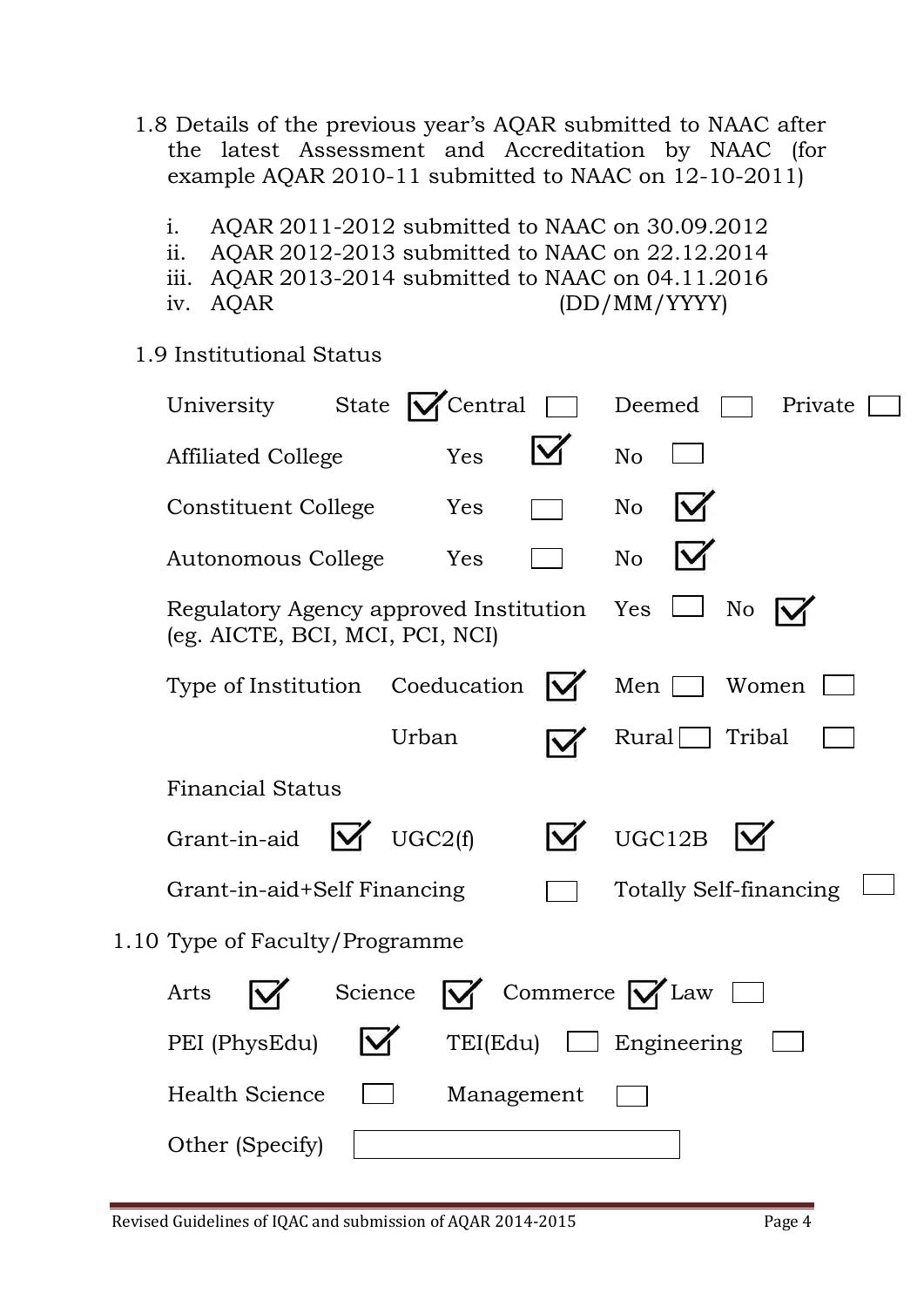1.8 Details of the previous year's AQAR submitted to NAAC after the latest Assessment and Accreditation by NAAC (for example AQAR 2010-11 submitted to NAAC on 12-10-2011)

i. AQAR 2011-2012 submitted to NAAC on 30.09.2012
ii. AQAR 2012-2013 submitted to NAAC on 22.12.2014
iii. AQAR 2013-2014 submitted to NAAC on 04.11.2016
iv. AQAR (DD/MM/YYYY)

1.9 Institutional Status

University State ☑ Central ☐ Deemed ☐ Private ☐

Affiliated College Yes ☑ No ☐

Constituent College Yes ☐ No ☑

Autonomous College Yes ☐ No ☑

Regulatory Agency approved Institution (eg. AICTE, BCI, MCI, PCI, NCI) Yes ☐ No ☑

Type of Institution Coeducation ☑ Men ☐ Women ☐

Urban ☑ Rural ☐ Tribal ☐

Financial Status

Grant-in-aid ☑ UGC2(f) ☑ UGC12B ☑

Grant-in-aid+Self Financing ☐ Totally Self-financing ☐

1.10 Type of Faculty/Programme

Arts ☑ Science ☑ Commerce ☑ Law ☐

PEI (PhysEdu) ☑ TEI(Edu) ☐ Engineering ☐

Health Science ☐ Management ☐

Other (Specify) ☐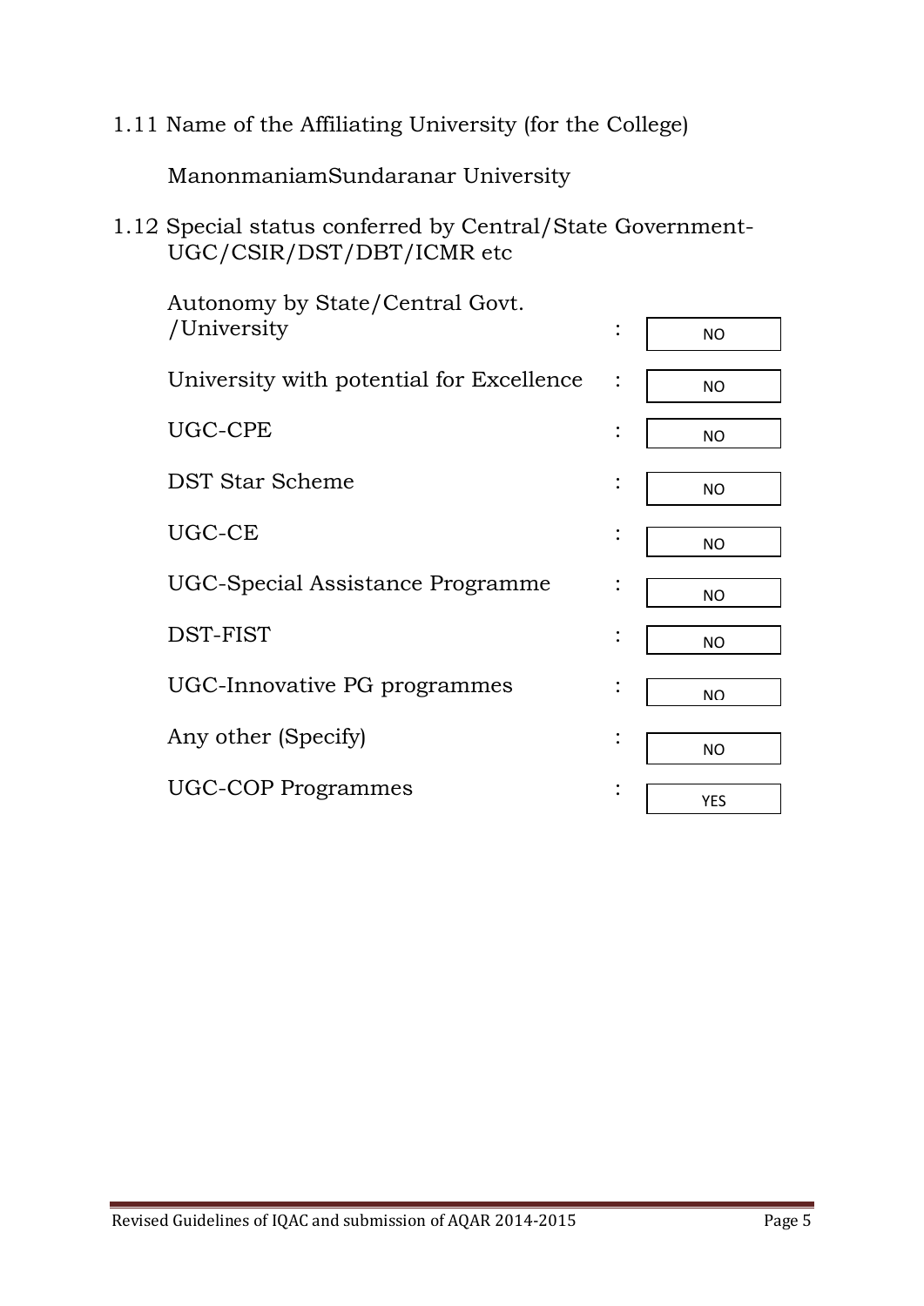1.11 Name of the Affiliating University (for the College)

ManonmaniamSundaranar University

1.12 Special status conferred by Central/State Government-UGC/CSIR/DST/DBT/ICMR etc

| | | |
|---|---|---|
| Autonomy by State/Central Govt. /University | : | NO |
| University with potential for Excellence | : | NO |
| UGC-CPE | : | NO |
| DST Star Scheme | : | NO |
| UGC-CE | : | NO |
| UGC-Special Assistance Programme | : | NO |
| DST-FIST | : | NO |
| UGC-Innovative PG programmes | : | NO |
| Any other (Specify) | : | NO |
| UGC-COP Programmes | : | YES |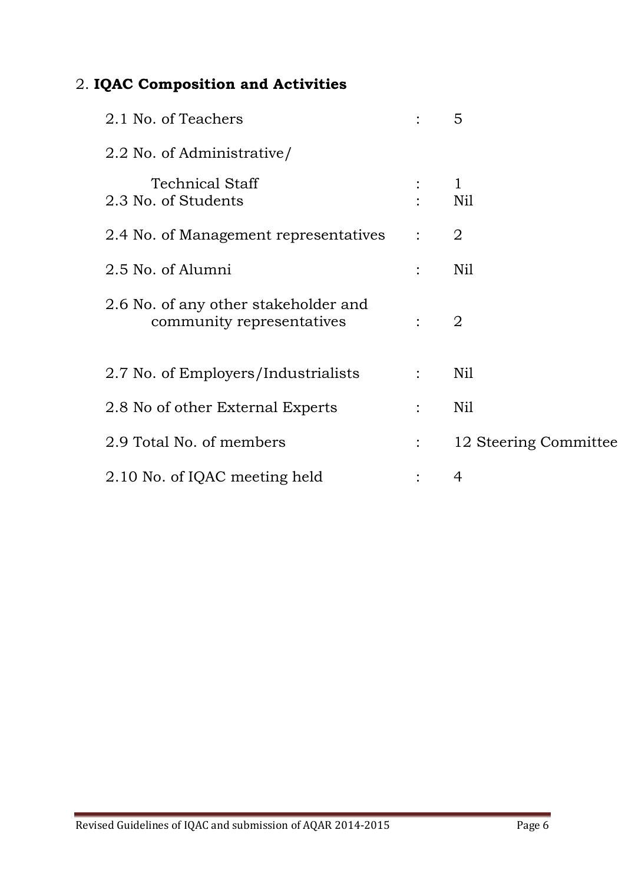## 2. **IQAC Composition and Activities**

| | | |
|---|---|---|
| 2.1 No. of Teachers | : | 5 |
| 2.2 No. of Administrative/ Technical Staff | : | 1 |
| 2.3 No. of Students | : | Nil |
| 2.4 No. of Management representatives | : | 2 |
| 2.5 No. of Alumni | : | Nil |
| 2.6 No. of any other stakeholder and community representatives | : | 2 |
| 2.7 No. of Employers/Industrialists | : | Nil |
| 2.8 No of other External Experts | : | Nil |
| 2.9 Total No. of members | : | 12 Steering Committee |
| 2.10 No. of IQAC meeting held | : | 4 |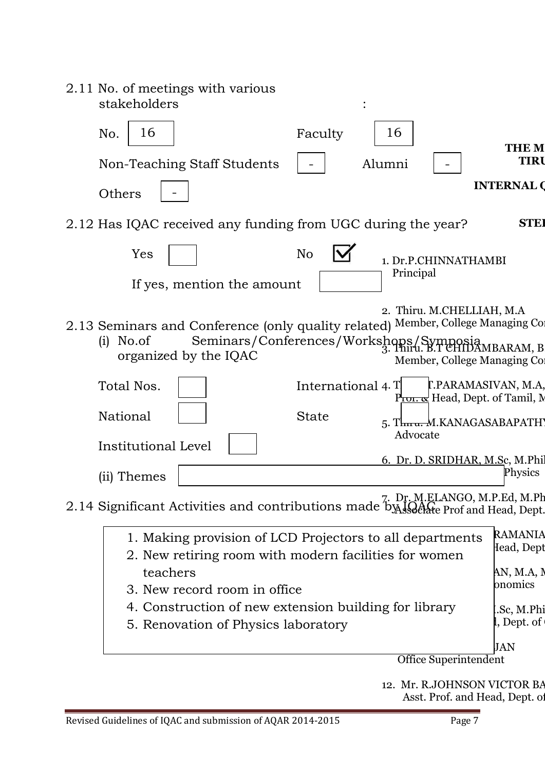2.11 No. of meetings with various stakeholders :

No. 16 Faculty 16

Non-Teaching Staff Students - Alumni -

Others -

2.12 Has IQAC received any funding from UGC during the year?

Yes ☐ No ☑

If yes, mention the amount

2.13 Seminars and Conference (only quality related)

(i) No.of Seminars/Conferences/Workshops/Symposia organized by the IQAC

Total Nos. International

National State

Institutional Level

(ii) Themes

2.14 Significant Activities and contributions made by IQAC

1. Making provision of LCD Projectors to all departments
2. New retiring room with modern facilities for women teachers
3. New record room in office
4. Construction of new extension building for library
5. Renovation of Physics laboratory

**THE M**
**TIRU**

**INTERNAL Q**

**STE**

1. Dr.P.CHINNATHAMBI
   Principal

2. Thiru. M.CHELLIAH, M.A
   Member, College Managing Co

3. Thiru. B.T CHIDAMBARAM, B
   Member, College Managing Co

4. T T.PARAMASIVAN, M.A,
   Prof. & Head, Dept. of Tamil, M

5. Thiru. M.KANAGASABAPATHY
   Advocate

6. Dr. D. SRIDHAR, M.Sc, M.Phil
   Physics

7. Dr. M.ELANGO, M.P.Ed, M.Ph
   Associate Prof and Head, Dept.

RAMANIA
Head, Dept

AN, M.A, M
onomics

.Sc, M.Phi
l, Dept. of

JAN
Office Superintendent

12. Mr. R.JOHNSON VICTOR BA
    Asst. Prof. and Head, Dept. of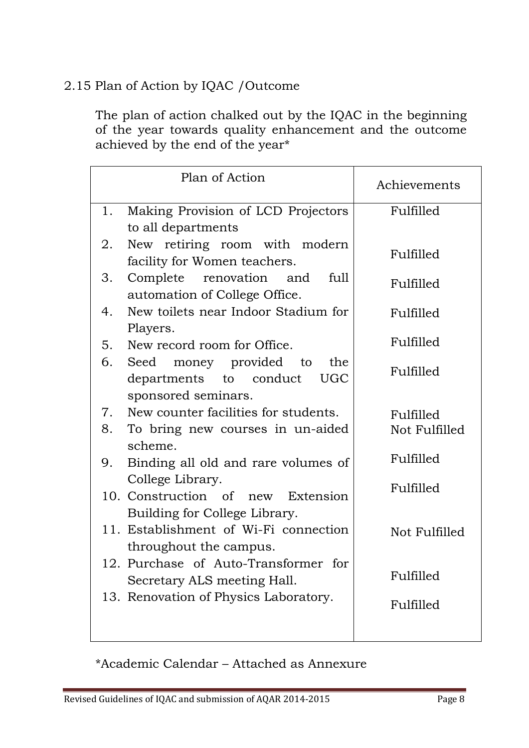2.15 Plan of Action by IQAC /Outcome

The plan of action chalked out by the IQAC in the beginning of the year towards quality enhancement and the outcome achieved by the end of the year*

| Plan of Action | Achievements |
|---|---|
| 1. Making Provision of LCD Projectors to all departments | Fulfilled |
| 2. New retiring room with modern facility for Women teachers. | Fulfilled |
| 3. Complete renovation and full automation of College Office. | Fulfilled |
| 4. New toilets near Indoor Stadium for Players. | Fulfilled |
| 5. New record room for Office. | Fulfilled |
| 6. Seed money provided to the departments to conduct UGC sponsored seminars. | Fulfilled |
| 7. New counter facilities for students. | Fulfilled |
| 8. To bring new courses in un-aided scheme. | Not Fulfilled |
| 9. Binding all old and rare volumes of College Library. | Fulfilled |
| 10. Construction of new Extension Building for College Library. | Fulfilled |
| 11. Establishment of Wi-Fi connection throughout the campus. | Not Fulfilled |
| 12. Purchase of Auto-Transformer for Secretary ALS meeting Hall. | Fulfilled |
| 13. Renovation of Physics Laboratory. | Fulfilled |

*Academic Calendar – Attached as Annexure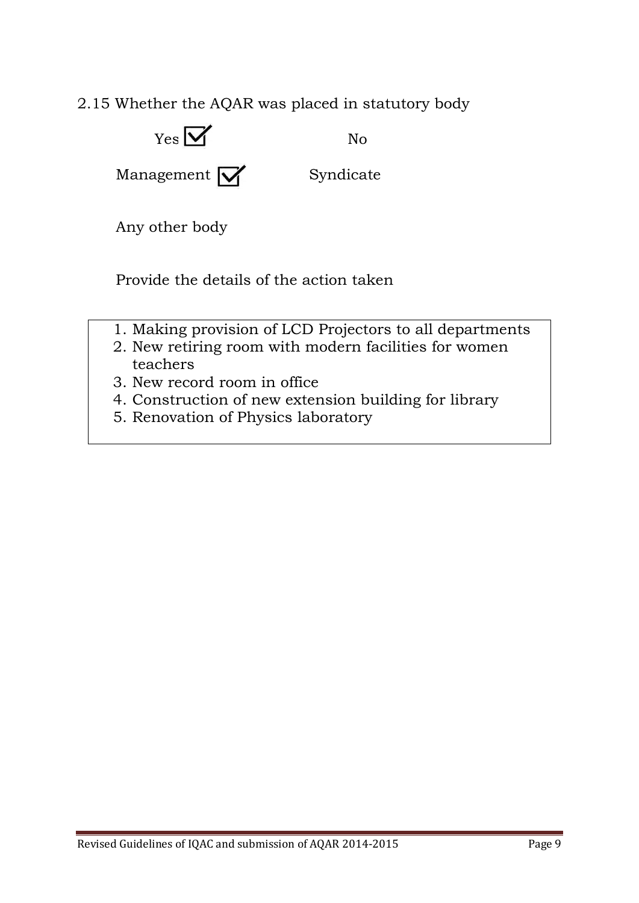2.15 Whether the AQAR was placed in statutory body

Yes ☑ No

Management ☑ Syndicate

Any other body

Provide the details of the action taken

1. Making provision of LCD Projectors to all departments
2. New retiring room with modern facilities for women teachers
3. New record room in office
4. Construction of new extension building for library
5. Renovation of Physics laboratory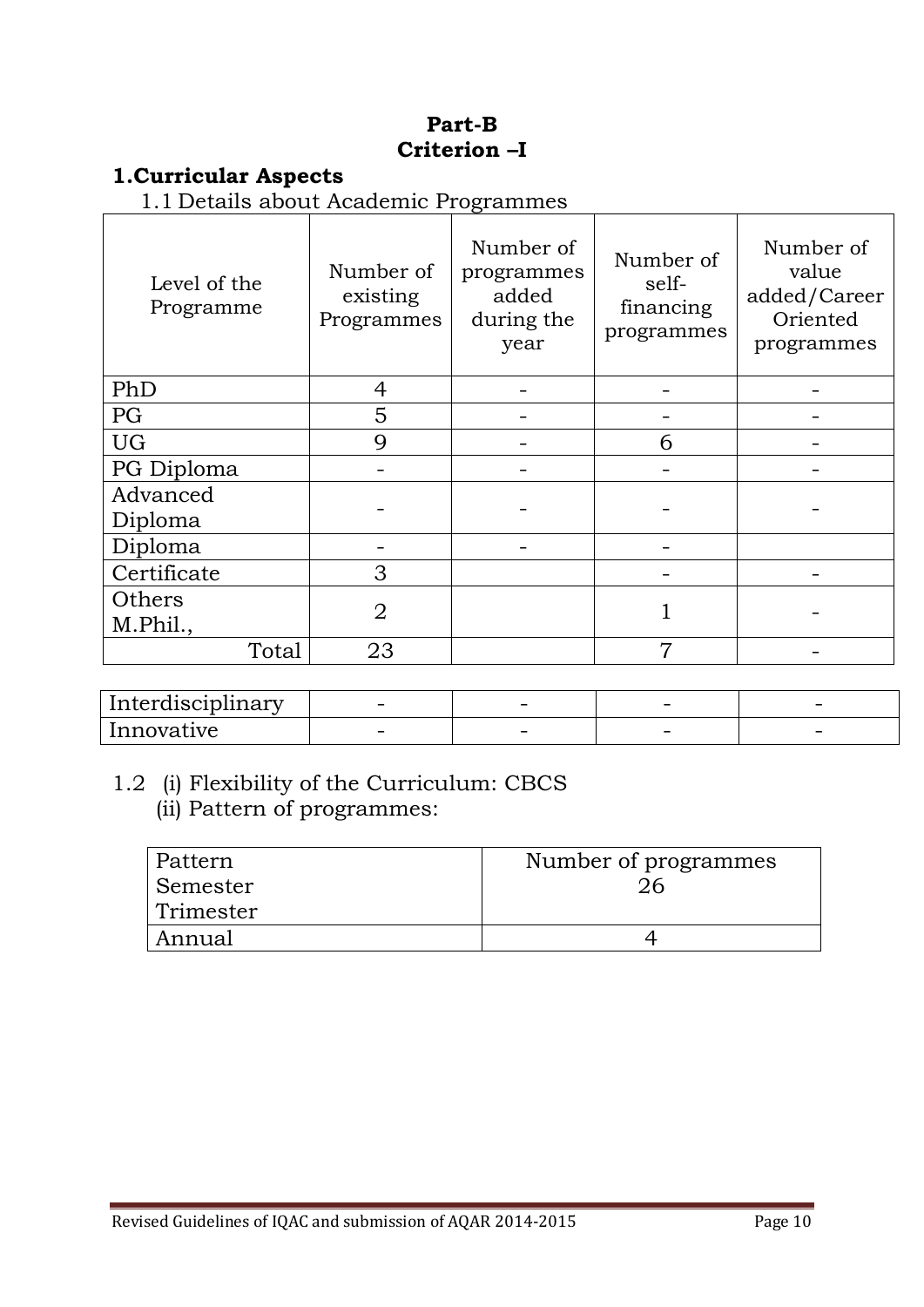**Part-B**
**Criterion –I**

## 1.Curricular Aspects

1.1 Details about Academic Programmes

| Level of the Programme | Number of existing Programmes | Number of programmes added during the year | Number of self-financing programmes | Number of value added/Career Oriented programmes |
|---|---|---|---|---|
| PhD | 4 | - | - | - |
| PG | 5 | - | - | - |
| UG | 9 | - | 6 | - |
| PG Diploma | - | - | - | - |
| Advanced Diploma | - | - | - | - |
| Diploma | - | - | - | |
| Certificate | 3 | | - | - |
| Others M.Phil., | 2 | | 1 | - |
| Total | 23 | | 7 | - |
| Interdisciplinary | - | - | - | - |
| Innovative | - | - | - | - |

1.2 (i) Flexibility of the Curriculum: CBCS

(ii) Pattern of programmes:

| Pattern | Number of programmes |
|---|---|
| Semester | 26 |
| Trimester | |
| Annual | 4 |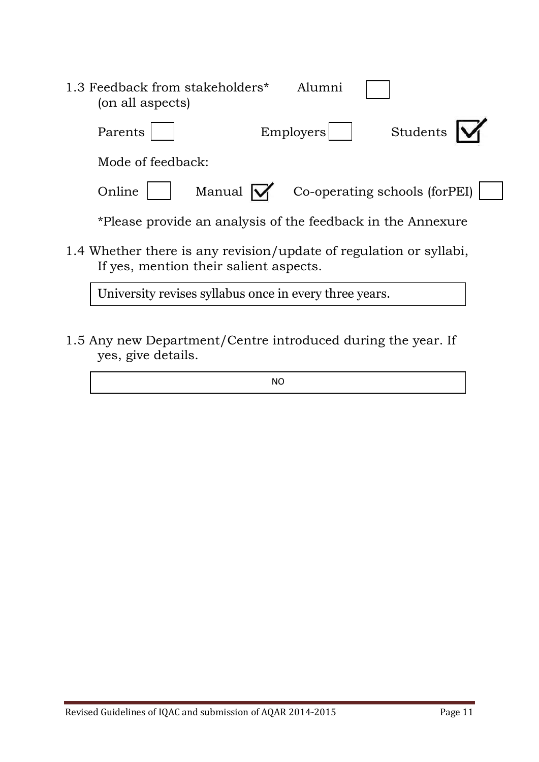1.3 Feedback from stakeholders* (on all aspects)

Alumni ☐

Parents ☐ Employers ☐ Students ☑

Mode of feedback:

Online ☐ Manual ☑ Co-operating schools (forPEI) ☐

*Please provide an analysis of the feedback in the Annexure

1.4 Whether there is any revision/update of regulation or syllabi, If yes, mention their salient aspects.

| University revises syllabus once in every three years. |
|---|

1.5 Any new Department/Centre introduced during the year. If yes, give details.

| NO |
|---|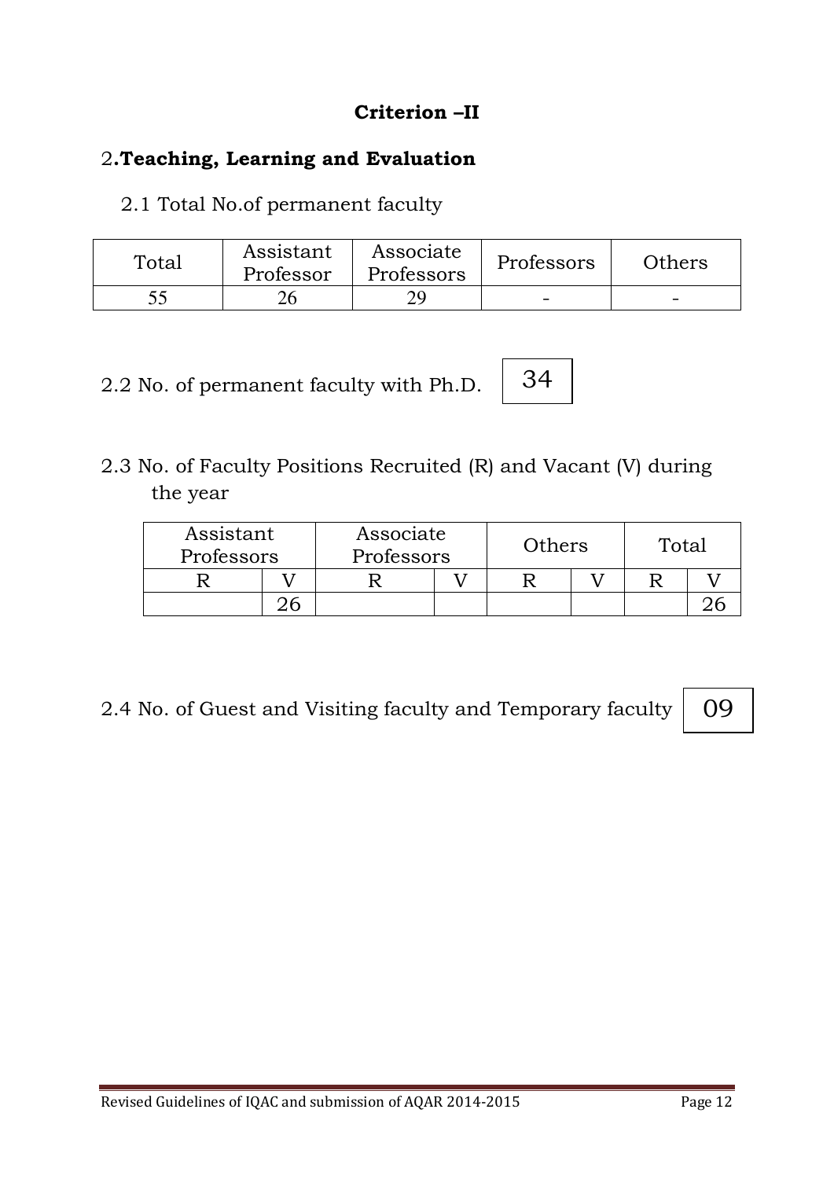## Criterion –II

### 2.**Teaching, Learning and Evaluation**

2.1 Total No.of permanent faculty

| Total | Assistant Professor | Associate Professors | Professors | Others |
|---|---|---|---|---|
| 55 | 26 | 29 | - | - |

2.2 No. of permanent faculty with Ph.D. 34

2.3 No. of Faculty Positions Recruited (R) and Vacant (V) during the year

| Assistant Professors | | Associate Professors | | Others | | Total | |
|---|---|---|---|---|---|---|---|
| R | V | R | V | R | V | R | V |
| | 26 | | | | | | 26 |

2.4 No. of Guest and Visiting faculty and Temporary faculty 09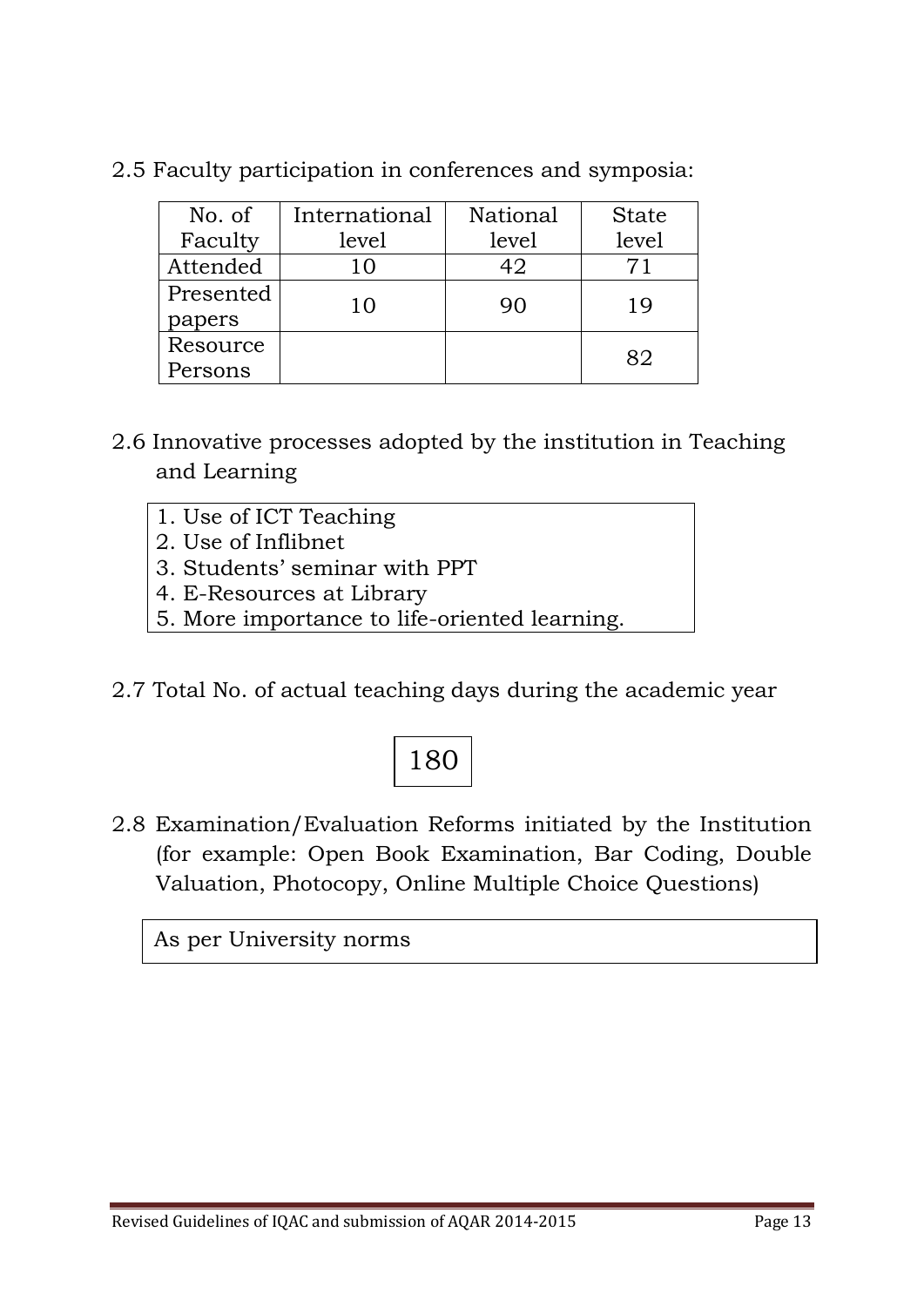2.5 Faculty participation in conferences and symposia:

| No. of Faculty | International level | National level | State level |
|---|---|---|---|
| Attended | 10 | 42 | 71 |
| Presented papers | 10 | 90 | 19 |
| Resource Persons | | | 82 |

2.6 Innovative processes adopted by the institution in Teaching and Learning

1. Use of ICT Teaching
2. Use of Inflibnet
3. Students' seminar with PPT
4. E-Resources at Library
5. More importance to life-oriented learning.

2.7 Total No. of actual teaching days during the academic year

180

2.8 Examination/Evaluation Reforms initiated by the Institution (for example: Open Book Examination, Bar Coding, Double Valuation, Photocopy, Online Multiple Choice Questions)

As per University norms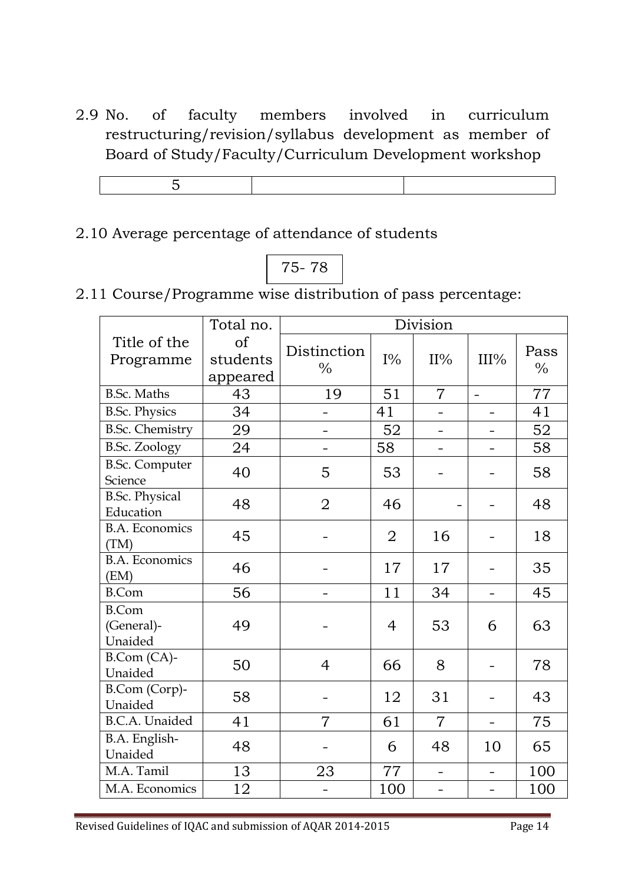2.9 No. of faculty members involved in curriculum restructuring/revision/syllabus development as member of Board of Study/Faculty/Curriculum Development workshop

| | | |
|---|---|---|
| 5 | | |

2.10 Average percentage of attendance of students

75- 78

2.11 Course/Programme wise distribution of pass percentage:

| Title of the Programme | Total no. of students appeared | Division | | | | |
|---|---|---|---|---|---|---|
| | | Distinction % | I% | II% | III% | Pass % |
| B.Sc. Maths | 43 | 19 | 51 | 7 | - | 77 |
| B.Sc. Physics | 34 | - | 41 | - | - | 41 |
| B.Sc. Chemistry | 29 | - | 52 | - | - | 52 |
| B.Sc. Zoology | 24 | - | 58 | - | - | 58 |
| B.Sc. Computer Science | 40 | 5 | 53 | - | - | 58 |
| B.Sc. Physical Education | 48 | 2 | 46 | - | - | 48 |
| B.A. Economics (TM) | 45 | - | 2 | 16 | - | 18 |
| B.A. Economics (EM) | 46 | - | 17 | 17 | - | 35 |
| B.Com | 56 | - | 11 | 34 | - | 45 |
| B.Com (General)-Unaided | 49 | - | 4 | 53 | 6 | 63 |
| B.Com (CA)-Unaided | 50 | 4 | 66 | 8 | - | 78 |
| B.Com (Corp)-Unaided | 58 | - | 12 | 31 | - | 43 |
| B.C.A. Unaided | 41 | 7 | 61 | 7 | - | 75 |
| B.A. English-Unaided | 48 | - | 6 | 48 | 10 | 65 |
| M.A. Tamil | 13 | 23 | 77 | - | - | 100 |
| M.A. Economics | 12 | - | 100 | - | - | 100 |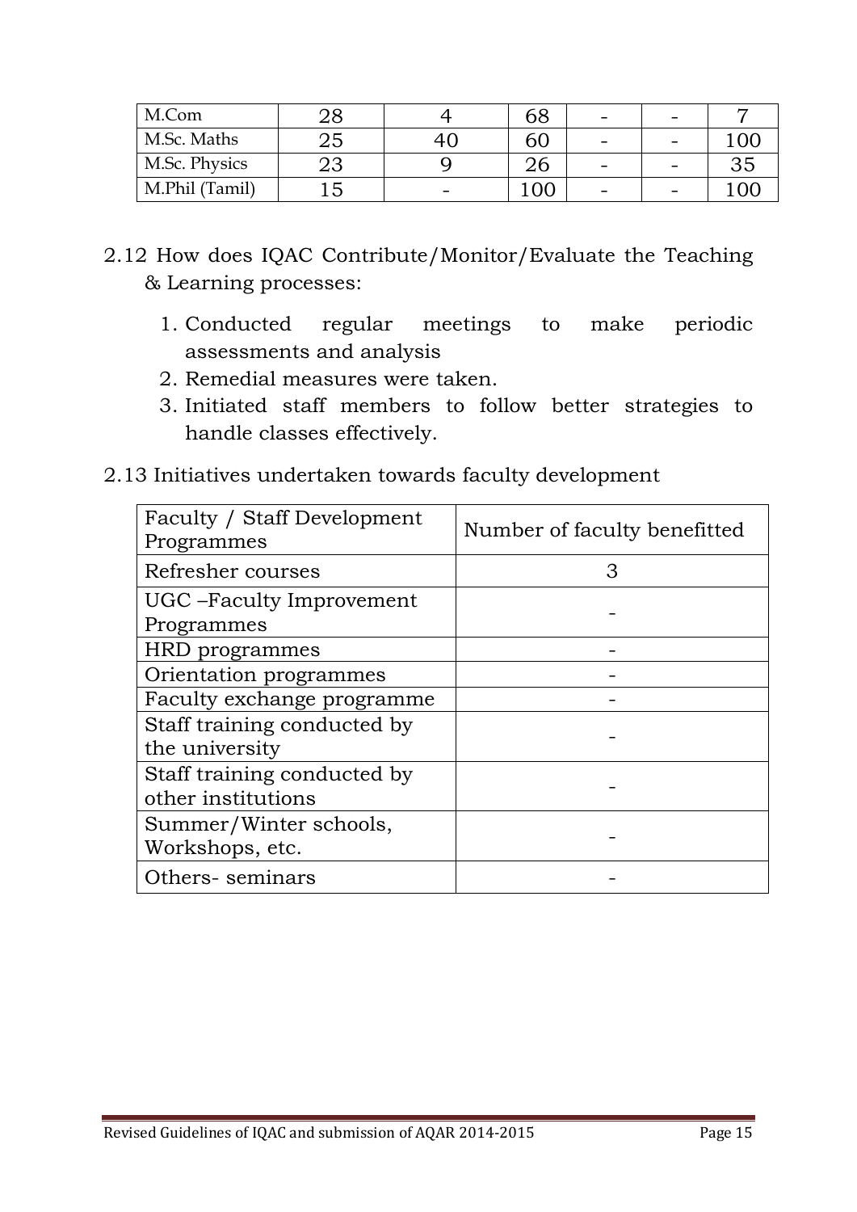| | | | | | | |
|---|---|---|---|---|---|---|
| M.Com | 28 | 4 | 68 | - | - | 7 |
| M.Sc. Maths | 25 | 40 | 60 | - | - | 100 |
| M.Sc. Physics | 23 | 9 | 26 | - | - | 35 |
| M.Phil (Tamil) | 15 | - | 100 | - | - | 100 |

2.12 How does IQAC Contribute/Monitor/Evaluate the Teaching & Learning processes:

1. Conducted regular meetings to make periodic assessments and analysis
2. Remedial measures were taken.
3. Initiated staff members to follow better strategies to handle classes effectively.

2.13 Initiatives undertaken towards faculty development

| Faculty / Staff Development Programmes | Number of faculty benefitted |
|---|---|
| Refresher courses | 3 |
| UGC –Faculty Improvement Programmes | - |
| HRD programmes | - |
| Orientation programmes | - |
| Faculty exchange programme | - |
| Staff training conducted by the university | - |
| Staff training conducted by other institutions | - |
| Summer/Winter schools, Workshops, etc. | - |
| Others- seminars | - |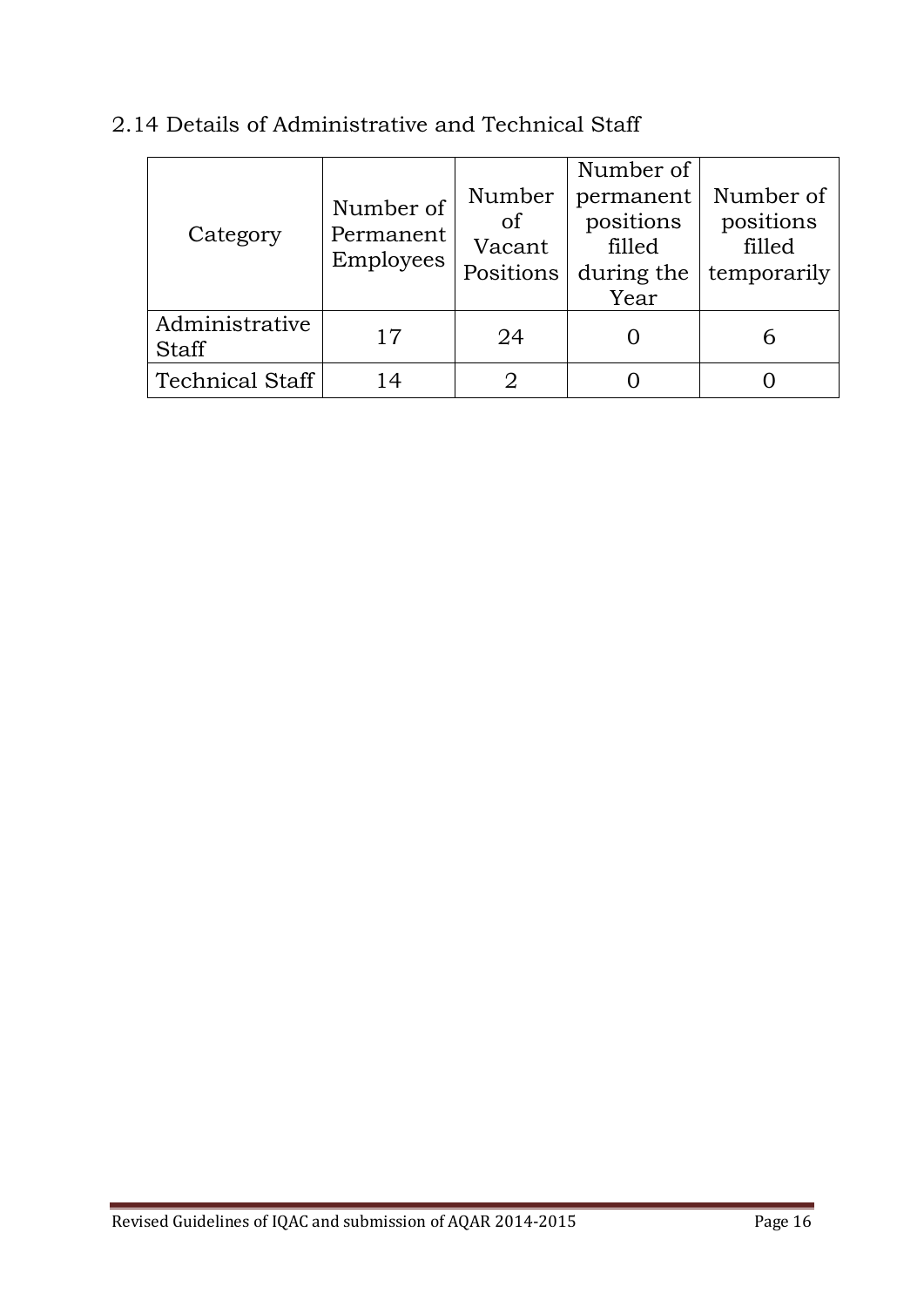## 2.14 Details of Administrative and Technical Staff

| Category | Number of Permanent Employees | Number of Vacant Positions | Number of permanent positions filled during the Year | Number of positions filled temporarily |
|---|---|---|---|---|
| Administrative Staff | 17 | 24 | 0 | 6 |
| Technical Staff | 14 | 2 | 0 | 0 |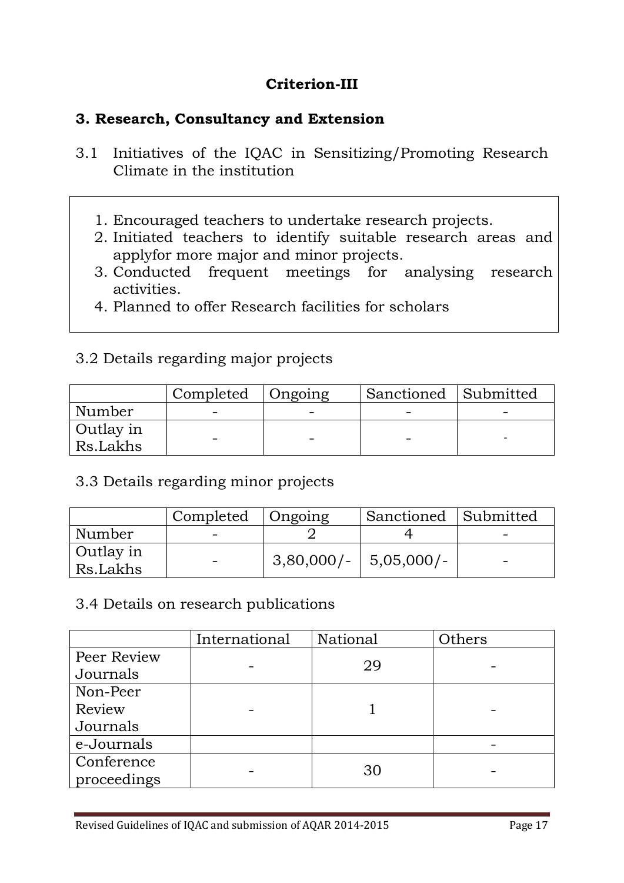## Criterion-III

### 3. Research, Consultancy and Extension

3.1 Initiatives of the IQAC in Sensitizing/Promoting Research Climate in the institution

1. Encouraged teachers to undertake research projects.
2. Initiated teachers to identify suitable research areas and applyfor more major and minor projects.
3. Conducted frequent meetings for analysing research activities.
4. Planned to offer Research facilities for scholars

3.2 Details regarding major projects

| | Completed | Ongoing | Sanctioned | Submitted |
|---|---|---|---|---|
| Number | - | - | - | - |
| Outlay in Rs.Lakhs | - | - | - | - |

3.3 Details regarding minor projects

| | Completed | Ongoing | Sanctioned | Submitted |
|---|---|---|---|---|
| Number | - | 2 | 4 | - |
| Outlay in Rs.Lakhs | - | 3,80,000/- | 5,05,000/- | - |

3.4 Details on research publications

| | International | National | Others |
|---|---|---|---|
| Peer Review Journals | - | 29 | - |
| Non-Peer Review Journals | - | 1 | - |
| e-Journals | | | - |
| Conference proceedings | - | 30 | - |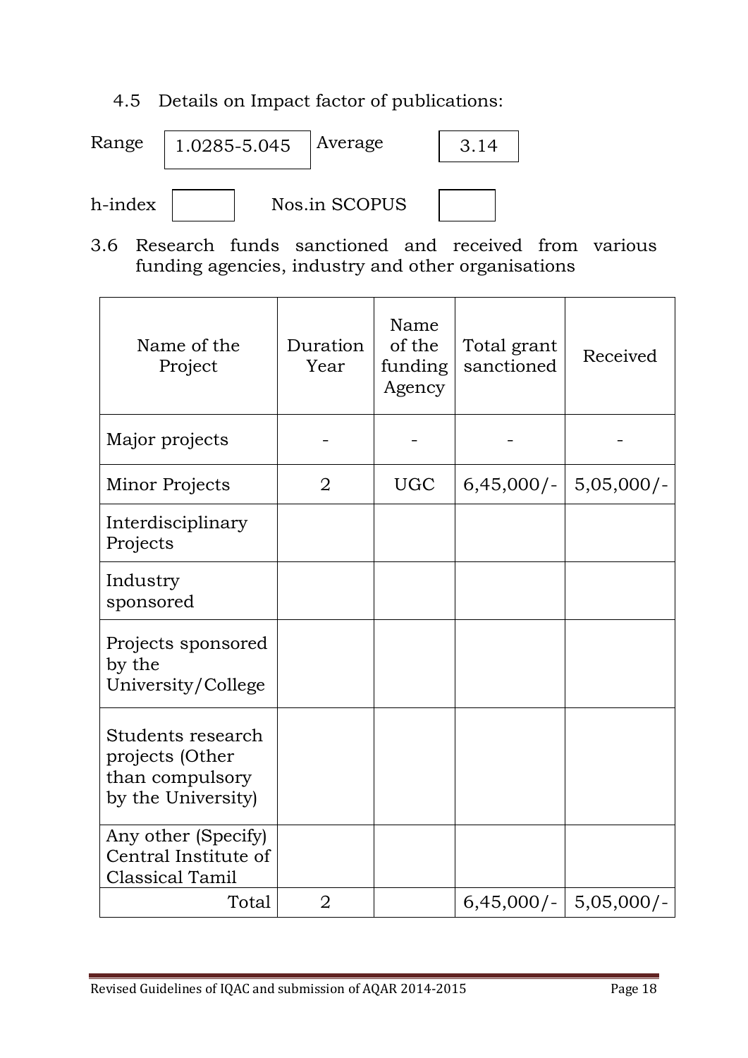4.5 Details on Impact factor of publications:

Range 1.0285-5.045 Average 3.14

h-index  Nos.in SCOPUS 

3.6 Research funds sanctioned and received from various funding agencies, industry and other organisations

| Name of the Project | Duration Year | Name of the funding Agency | Total grant sanctioned | Received |
|---|---|---|---|---|
| Major projects | - | - | - | - |
| Minor Projects | 2 | UGC | 6,45,000/- | 5,05,000/- |
| Interdisciplinary Projects | | | | |
| Industry sponsored | | | | |
| Projects sponsored by the University/College | | | | |
| Students research projects (Other than compulsory by the University) | | | | |
| Any other (Specify) Central Institute of Classical Tamil | | | | |
| Total | 2 | | 6,45,000/- | 5,05,000/- |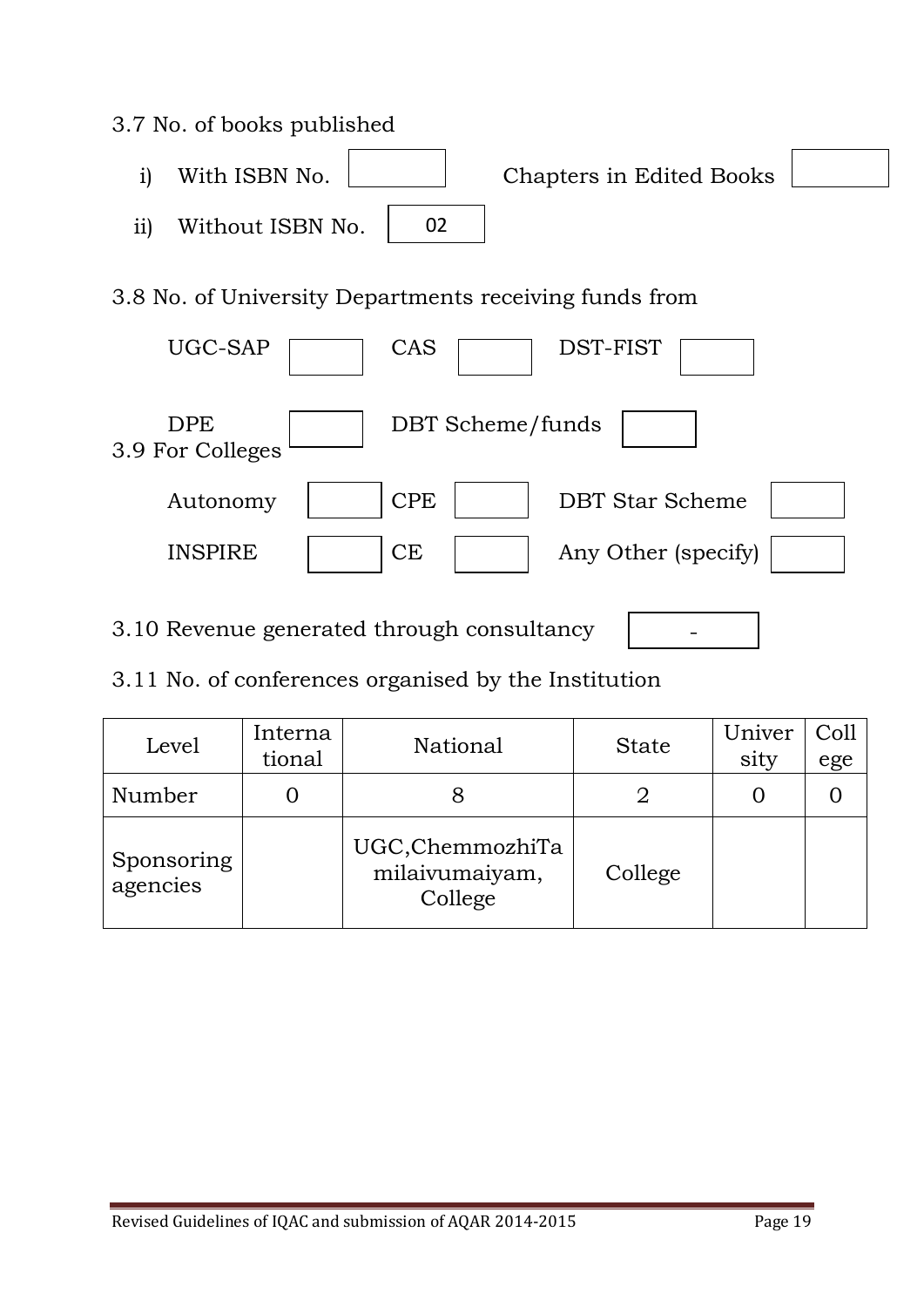3.7 No. of books published

i) With ISBN No. | | Chapters in Edited Books | |

ii) Without ISBN No. | 02 |

3.8 No. of University Departments receiving funds from

UGC-SAP | | CAS | | DST-FIST | |

DPE | | DBT Scheme/funds | |

3.9 For Colleges

Autonomy | | CPE | | DBT Star Scheme | |

INSPIRE | | CE | | Any Other (specify) | |

3.10 Revenue generated through consultancy | - |

3.11 No. of conferences organised by the Institution

| Level | International | National | State | University | College |
|---|---|---|---|---|---|
| Number | 0 | 8 | 2 | 0 | 0 |
| Sponsoring agencies | | UGC,ChemmozhiTamilaivumaiyam, College | College | | |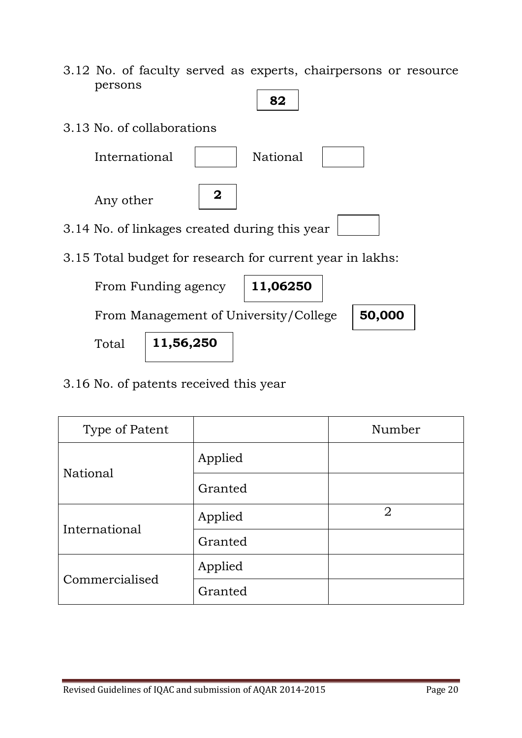3.12 No. of faculty served as experts, chairpersons or resource persons

**82**

3.13 No. of collaborations

International &nbsp;&nbsp;&nbsp;&nbsp; National

Any other **2**

3.14 No. of linkages created during this year

3.15 Total budget for research for current year in lakhs:

From Funding agency **11,06250**

From Management of University/College **50,000**

Total **11,56,250**

3.16 No. of patents received this year

| Type of Patent | | Number |
|---|---|---|
| National | Applied | |
| | Granted | |
| International | Applied | 2 |
| | Granted | |
| Commercialised | Applied | |
| | Granted | |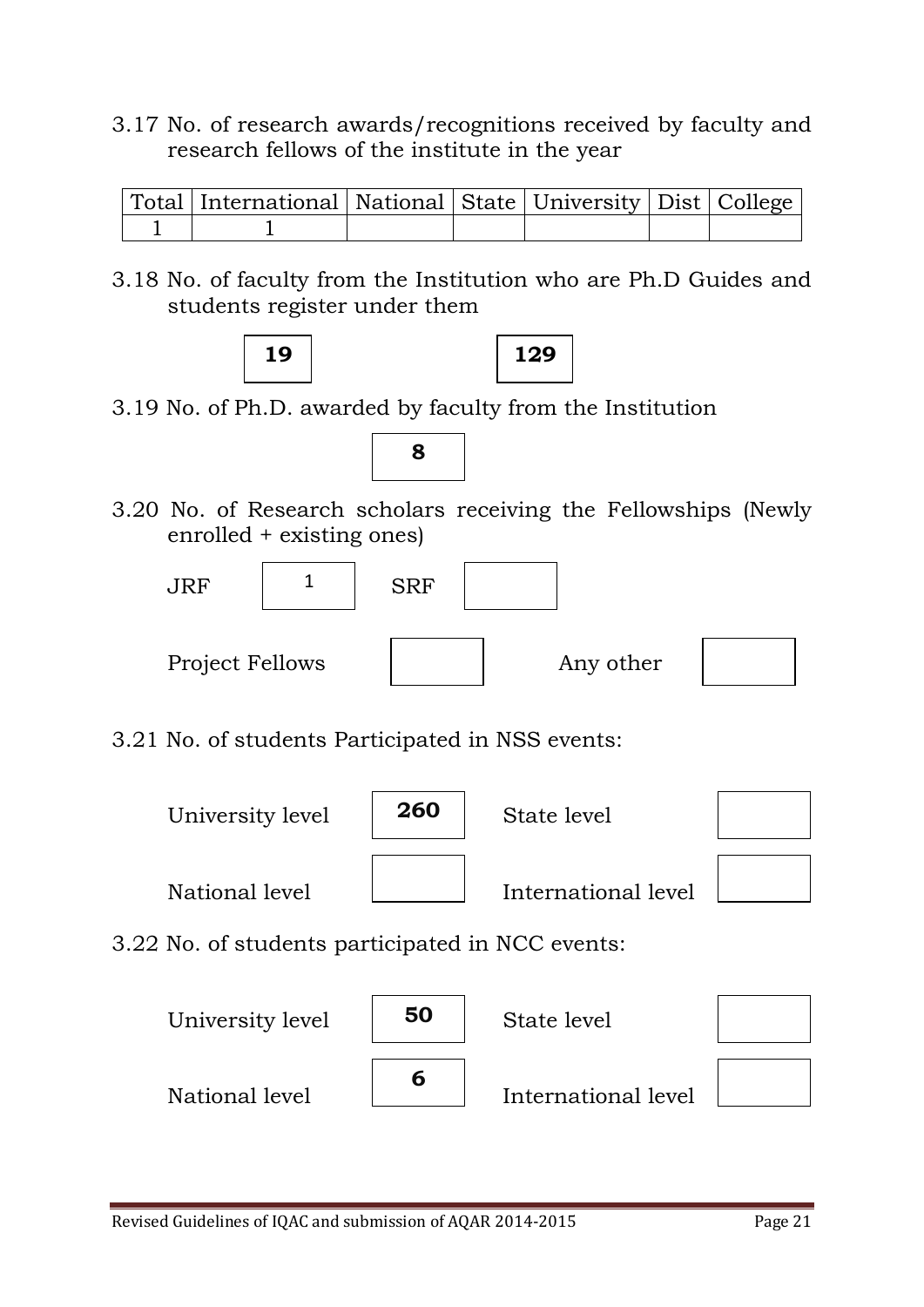3.17 No. of research awards/recognitions received by faculty and research fellows of the institute in the year

| Total | International | National | State | University | Dist | College |
|---|---|---|---|---|---|---|
| 1 | 1 | | | | | |

3.18 No. of faculty from the Institution who are Ph.D Guides and students register under them

**19** **129**

3.19 No. of Ph.D. awarded by faculty from the Institution

**8**

3.20 No. of Research scholars receiving the Fellowships (Newly enrolled + existing ones)

JRF 1 SRF

Project Fellows Any other

3.21 No. of students Participated in NSS events:

University level **260** State level

National level International level

3.22 No. of students participated in NCC events:

University level **50** State level

National level **6** International level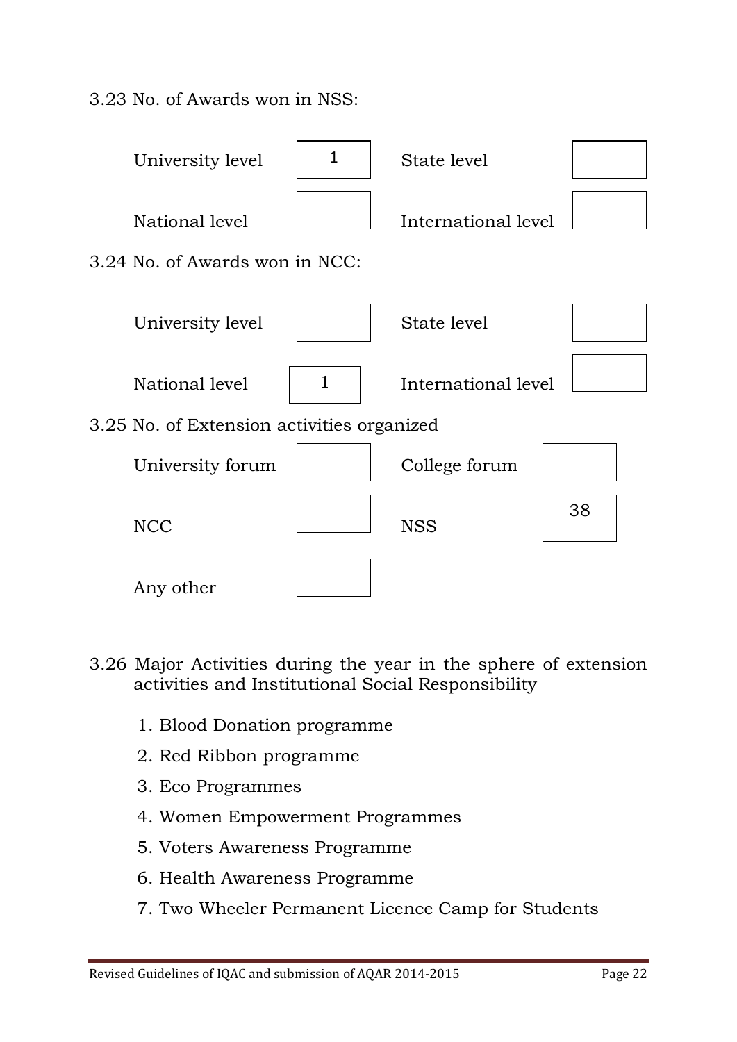3.23 No. of Awards won in NSS:

| | | | |
|---|---|---|---|
| University level | 1 | State level | |
| National level | | International level | |

3.24 No. of Awards won in NCC:

| | | | |
|---|---|---|---|
| University level | | State level | |
| National level | 1 | International level | |

3.25 No. of Extension activities organized

| | | | |
|---|---|---|---|
| University forum | | College forum | |
| NCC | | NSS | 38 |
| Any other | | | |

3.26 Major Activities during the year in the sphere of extension activities and Institutional Social Responsibility

1. Blood Donation programme
2. Red Ribbon programme
3. Eco Programmes
4. Women Empowerment Programmes
5. Voters Awareness Programme
6. Health Awareness Programme
7. Two Wheeler Permanent Licence Camp for Students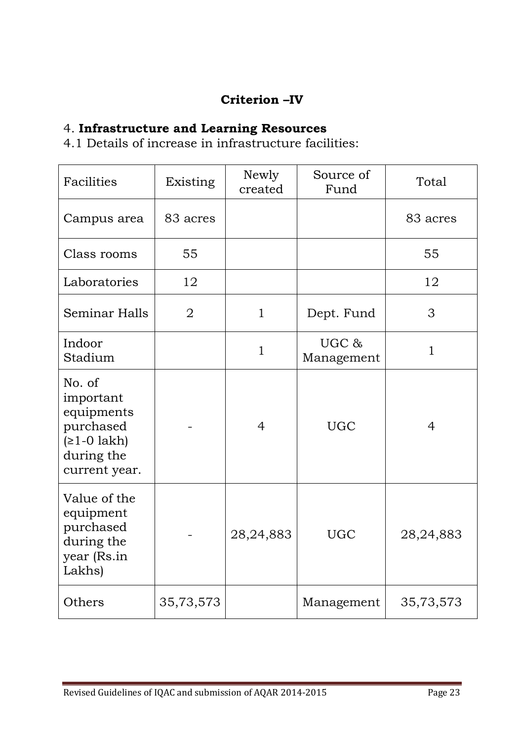## Criterion –IV

### 4. **Infrastructure and Learning Resources**

4.1 Details of increase in infrastructure facilities:

| Facilities | Existing | Newly created | Source of Fund | Total |
|---|---|---|---|---|
| Campus area | 83 acres | | | 83 acres |
| Class rooms | 55 | | | 55 |
| Laboratories | 12 | | | 12 |
| Seminar Halls | 2 | 1 | Dept. Fund | 3 |
| Indoor Stadium | | 1 | UGC & Management | 1 |
| No. of important equipments purchased (≥1-0 lakh) during the current year. | - | 4 | UGC | 4 |
| Value of the equipment purchased during the year (Rs.in Lakhs) | - | 28,24,883 | UGC | 28,24,883 |
| Others | 35,73,573 | | Management | 35,73,573 |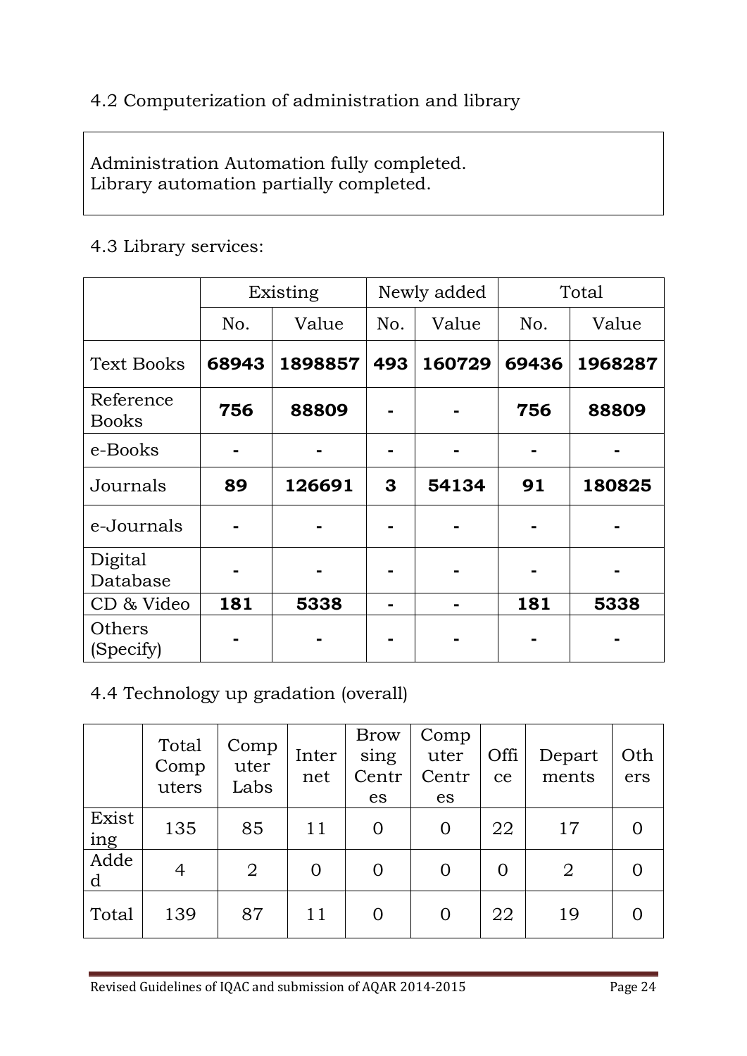4.2 Computerization of administration and library

Administration Automation fully completed.
Library automation partially completed.

4.3 Library services:

| | Existing | | Newly added | | Total | |
|---|---|---|---|---|---|---|
| | No. | Value | No. | Value | No. | Value |
| Text Books | **68943** | **1898857** | **493** | **160729** | **69436** | **1968287** |
| Reference Books | **756** | **88809** | **-** | **-** | **756** | **88809** |
| e-Books | **-** | **-** | **-** | **-** | **-** | **-** |
| Journals | **89** | **126691** | **3** | **54134** | **91** | **180825** |
| e-Journals | **-** | **-** | **-** | **-** | **-** | **-** |
| Digital Database | **-** | **-** | **-** | **-** | **-** | **-** |
| CD & Video | **181** | **5338** | **-** | **-** | **181** | **5338** |
| Others (Specify) | **-** | **-** | **-** | **-** | **-** | **-** |

4.4 Technology up gradation (overall)

| | Total Computers | Computer Labs | Internet | Browsing Centres | Computer Centres | Office | Departments | Others |
|---|---|---|---|---|---|---|---|---|
| Existing | 135 | 85 | 11 | 0 | 0 | 22 | 17 | 0 |
| Added | 4 | 2 | 0 | 0 | 0 | 0 | 2 | 0 |
| Total | 139 | 87 | 11 | 0 | 0 | 22 | 19 | 0 |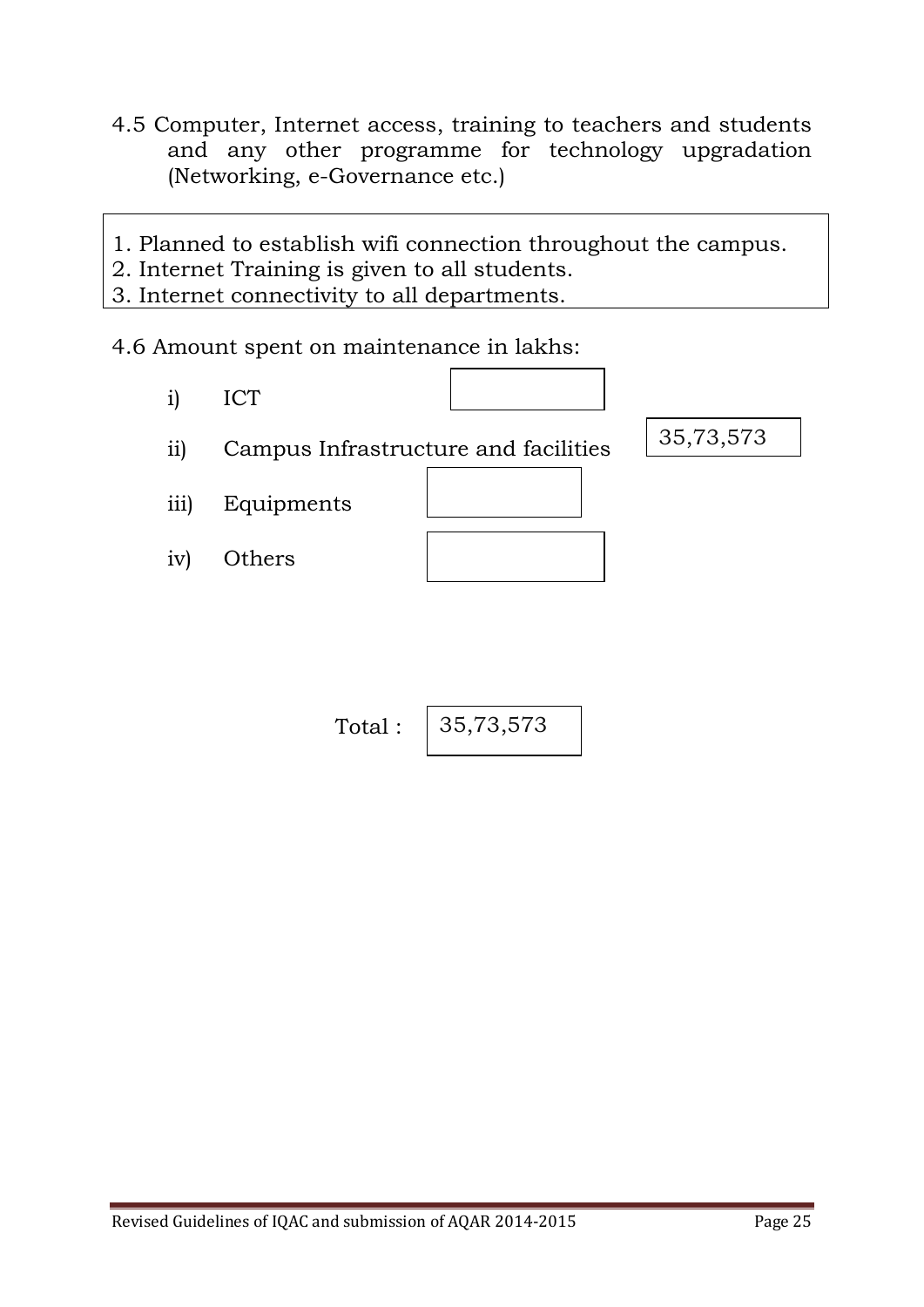4.5 Computer, Internet access, training to teachers and students and any other programme for technology upgradation (Networking, e-Governance etc.)

1. Planned to establish wifi connection throughout the campus.
2. Internet Training is given to all students.
3. Internet connectivity to all departments.

4.6 Amount spent on maintenance in lakhs:

| | | |
|---|---|---|
| i) | ICT | |
| ii) | Campus Infrastructure and facilities | 35,73,573 |
| iii) | Equipments | |
| iv) | Others | |

Total : 35,73,573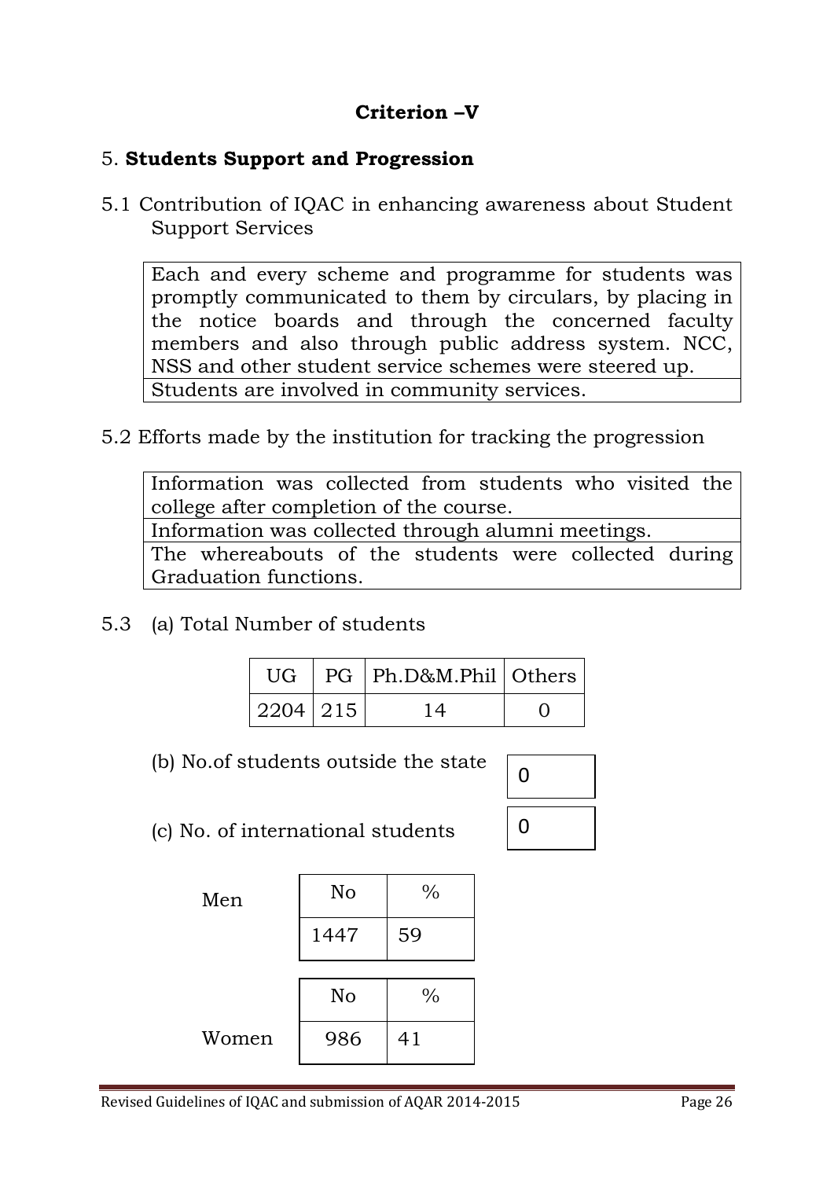## Criterion –V

### 5. **Students Support and Progression**

5.1 Contribution of IQAC in enhancing awareness about Student Support Services

| |
|---|
| Each and every scheme and programme for students was promptly communicated to them by circulars, by placing in the notice boards and through the concerned faculty members and also through public address system. NCC, NSS and other student service schemes were steered up. |
| Students are involved in community services. |

5.2 Efforts made by the institution for tracking the progression

| |
|---|
| Information was collected from students who visited the college after completion of the course. |
| Information was collected through alumni meetings. |
| The whereabouts of the students were collected during Graduation functions. |

5.3 (a) Total Number of students

| UG | PG | Ph.D&M.Phil | Others |
|---|---|---|---|
| 2204 | 215 | 14 | 0 |

(b) No.of students outside the state: 0

(c) No. of international students: 0

Men

| No | % |
|---|---|
| 1447 | 59 |

Women

| No | % |
|---|---|
| 986 | 41 |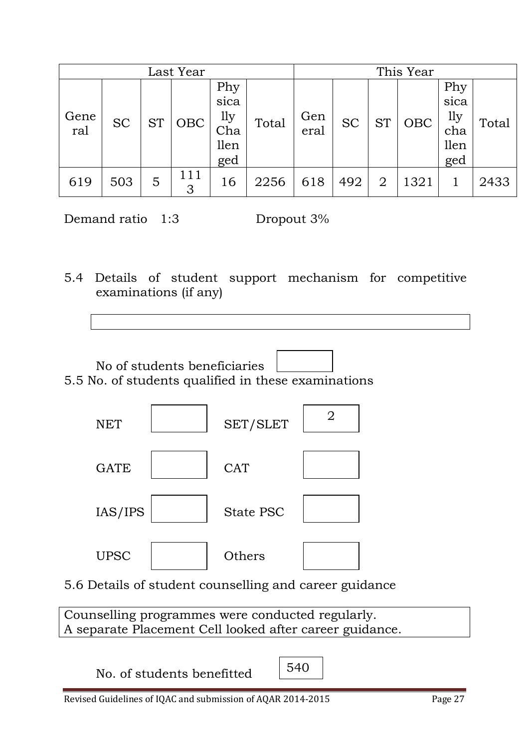| Last Year | | | | | | This Year | | | | | |
|---|---|---|---|---|---|---|---|---|---|---|---|
| General | SC | ST | OBC | Physically Challenged | Total | General | SC | ST | OBC | Physically challenged | Total |
| 619 | 503 | 5 | 1113 | 16 | 2256 | 618 | 492 | 2 | 1321 | 1 | 2433 |

Demand ratio 1:3 Dropout 3%

5.4 Details of student support mechanism for competitive examinations (if any)

No of students beneficiaries

5.5 No. of students qualified in these examinations

| | | | |
|---|---|---|---|
| NET | | SET/SLET | 2 |
| GATE | | CAT | |
| IAS/IPS | | State PSC | |
| UPSC | | Others | |

5.6 Details of student counselling and career guidance

Counselling programmes were conducted regularly.
A separate Placement Cell looked after career guidance.

No. of students benefitted 540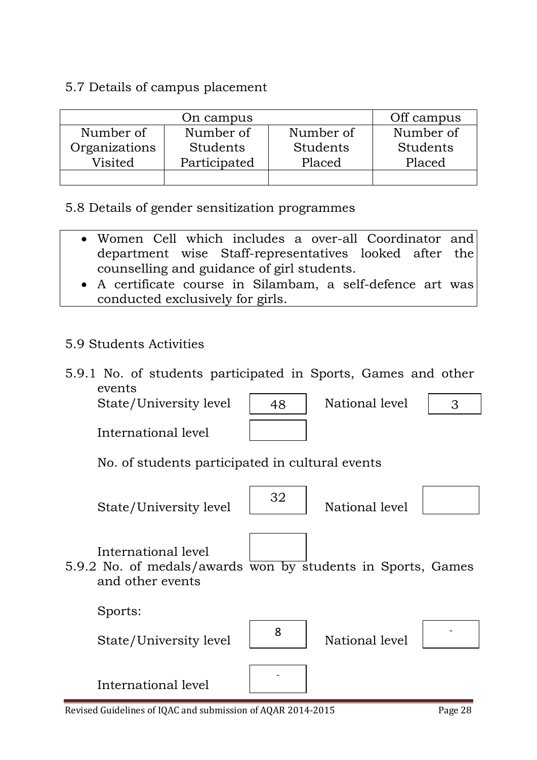5.7 Details of campus placement

| On campus | | | Off campus |
|---|---|---|---|
| Number of Organizations Visited | Number of Students Participated | Number of Students Placed | Number of Students Placed |
| | | | |

5.8 Details of gender sensitization programmes

- Women Cell which includes a over-all Coordinator and department wise Staff-representatives looked after the counselling and guidance of girl students.
- A certificate course in Silambam, a self-defence art was conducted exclusively for girls.

5.9 Students Activities

5.9.1 No. of students participated in Sports, Games and other events

State/University level: 48

National level: 3

International level:

No. of students participated in cultural events

State/University level: 32

National level:

International level:

5.9.2 No. of medals/awards won by students in Sports, Games and other events

Sports:

State/University level: 8

National level: -

International level: -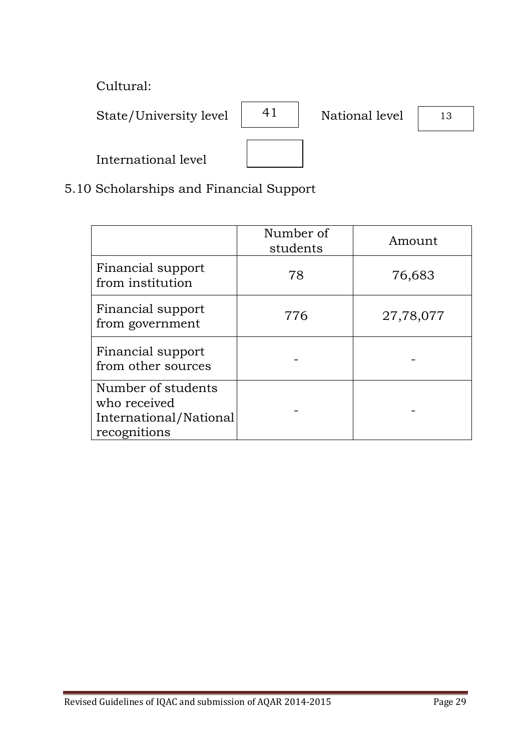Cultural:

State/University level 41 National level 13

International level

5.10 Scholarships and Financial Support

| | Number of students | Amount |
|---|---|---|
| Financial support from institution | 78 | 76,683 |
| Financial support from government | 776 | 27,78,077 |
| Financial support from other sources | - | - |
| Number of students who received International/National recognitions | - | - |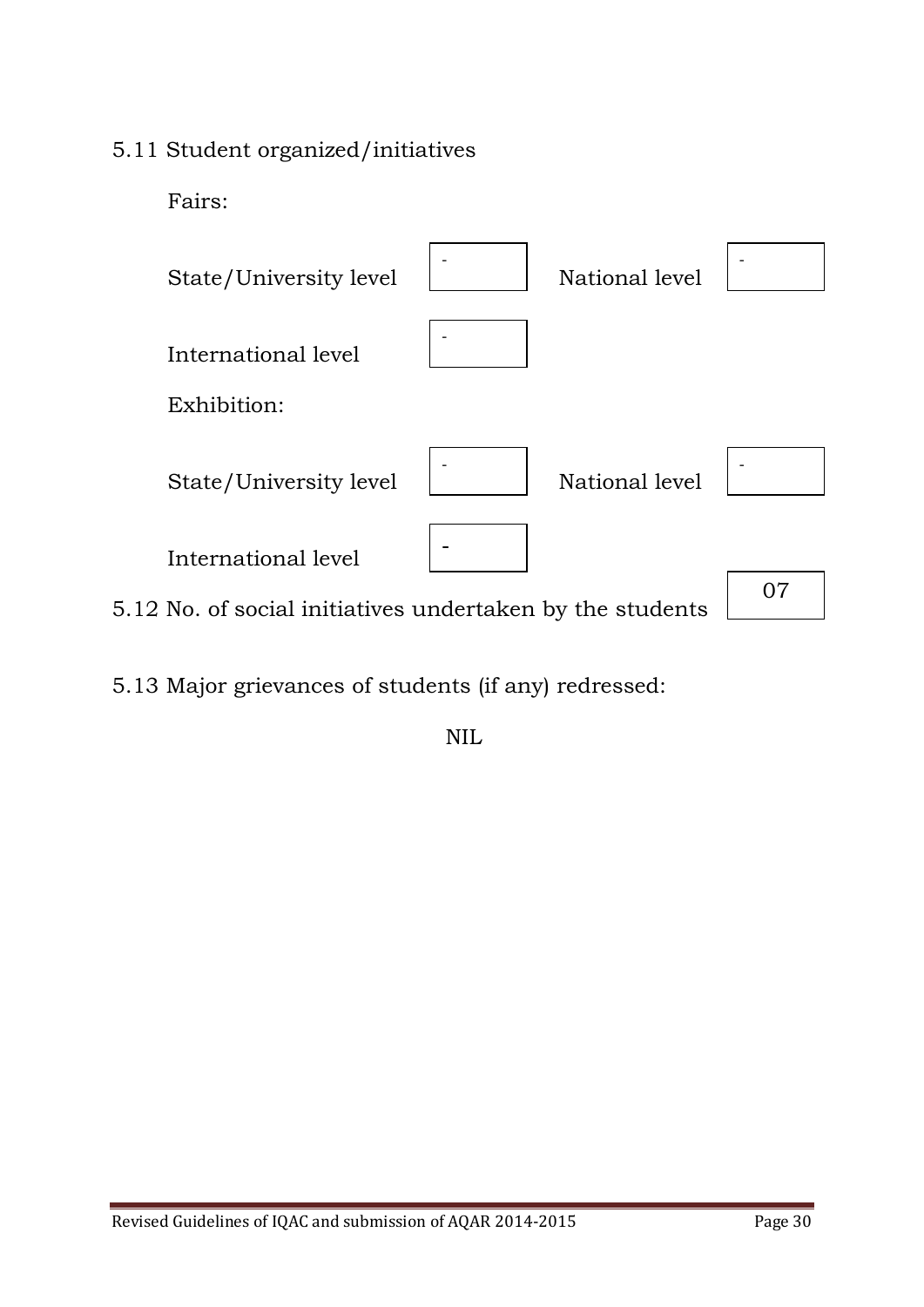5.11 Student organized/initiatives

Fairs:

| | | | |
|---|---|---|---|
| State/University level | - | National level | - |
| International level | - | | |

Exhibition:

| | | | |
|---|---|---|---|
| State/University level | - | National level | - |
| International level | - | | |

5.12 No. of social initiatives undertaken by the students: 07

5.13 Major grievances of students (if any) redressed:

NIL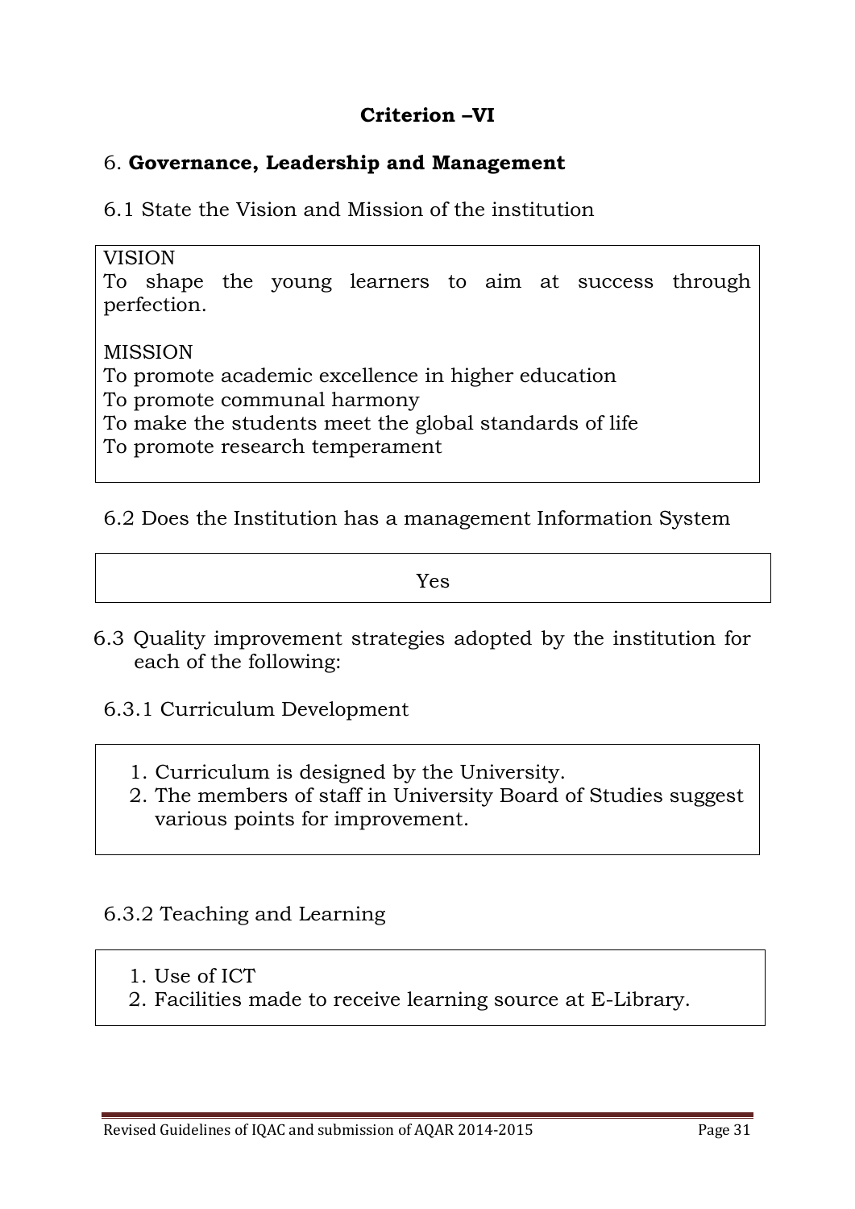## Criterion –VI

### 6. **Governance, Leadership and Management**

6.1 State the Vision and Mission of the institution

VISION

To shape the young learners to aim at success through perfection.

MISSION

To promote academic excellence in higher education

To promote communal harmony

To make the students meet the global standards of life

To promote research temperament

6.2 Does the Institution has a management Information System

Yes

6.3 Quality improvement strategies adopted by the institution for each of the following:

6.3.1 Curriculum Development

1. Curriculum is designed by the University.
2. The members of staff in University Board of Studies suggest various points for improvement.

6.3.2 Teaching and Learning

1. Use of ICT
2. Facilities made to receive learning source at E-Library.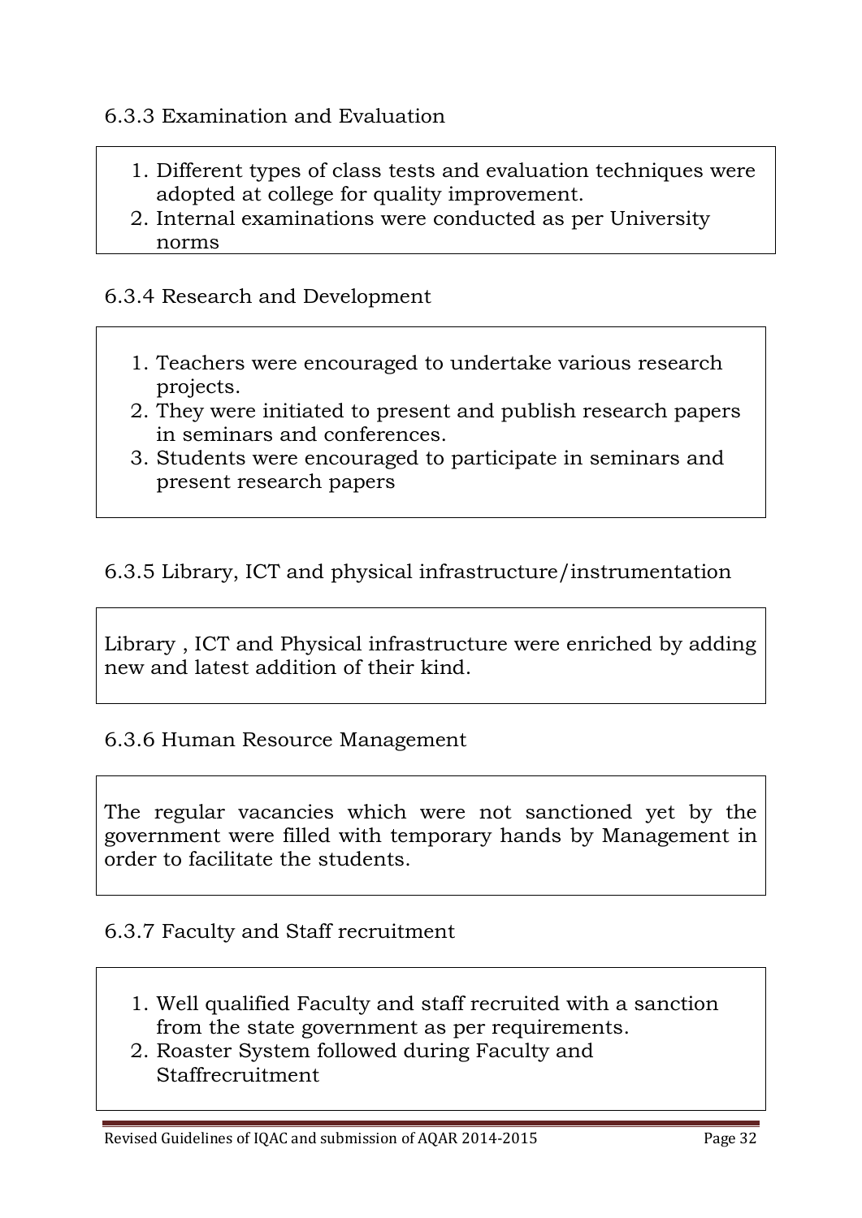6.3.3 Examination and Evaluation

1. Different types of class tests and evaluation techniques were adopted at college for quality improvement.
2. Internal examinations were conducted as per University norms

6.3.4 Research and Development

1. Teachers were encouraged to undertake various research projects.
2. They were initiated to present and publish research papers in seminars and conferences.
3. Students were encouraged to participate in seminars and present research papers

6.3.5 Library, ICT and physical infrastructure/instrumentation

Library , ICT and Physical infrastructure were enriched by adding new and latest addition of their kind.

6.3.6 Human Resource Management

The regular vacancies which were not sanctioned yet by the government were filled with temporary hands by Management in order to facilitate the students.

6.3.7 Faculty and Staff recruitment

1. Well qualified Faculty and staff recruited with a sanction from the state government as per requirements.
2. Roaster System followed during Faculty and Staffrecruitment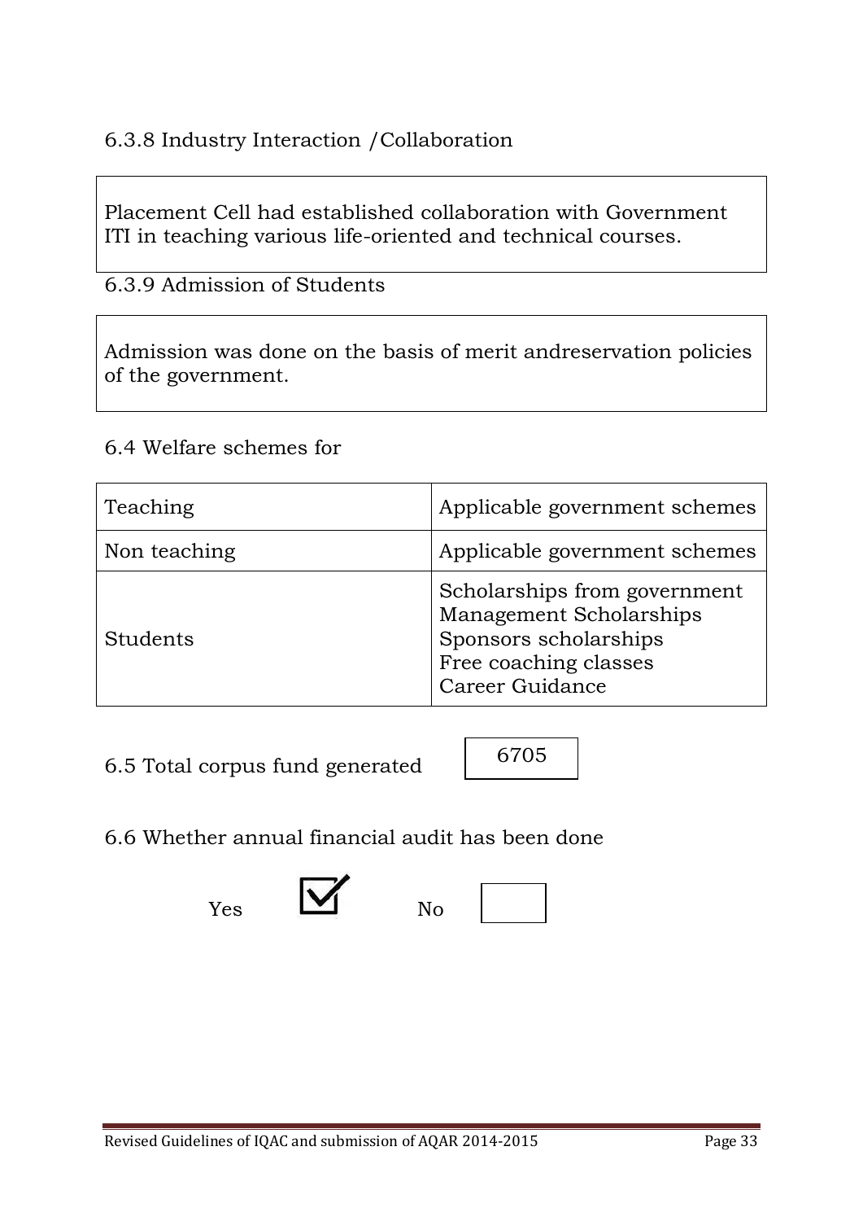6.3.8 Industry Interaction /Collaboration

Placement Cell had established collaboration with Government ITI in teaching various life-oriented and technical courses.

6.3.9 Admission of Students

Admission was done on the basis of merit andreservation policies of the government.

6.4 Welfare schemes for

| | |
|---|---|
| Teaching | Applicable government schemes |
| Non teaching | Applicable government schemes |
| Students | Scholarships from government<br>Management Scholarships<br>Sponsors scholarships<br>Free coaching classes<br>Career Guidance |

6.5 Total corpus fund generated 6705

6.6 Whether annual financial audit has been done

Yes ☑ No ☐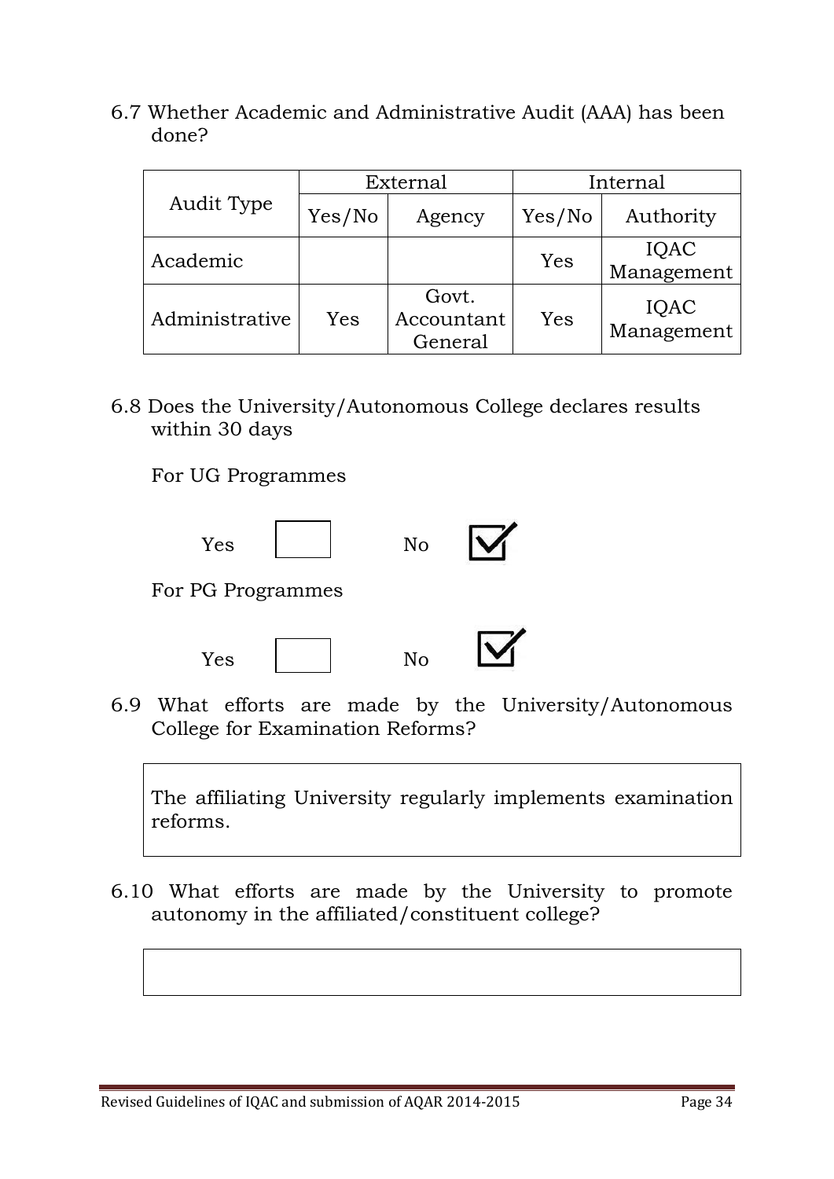6.7 Whether Academic and Administrative Audit (AAA) has been done?

| Audit Type | External | | Internal | |
|---|---|---|---|---|
| | Yes/No | Agency | Yes/No | Authority |
| Academic | | | Yes | IQAC Management |
| Administrative | Yes | Govt. Accountant General | Yes | IQAC Management |

6.8 Does the University/Autonomous College declares results within 30 days

For UG Programmes

Yes ☐ No ☑

For PG Programmes

Yes ☐ No ☑

6.9 What efforts are made by the University/Autonomous College for Examination Reforms?

The affiliating University regularly implements examination reforms.

6.10 What efforts are made by the University to promote autonomy in the affiliated/constituent college?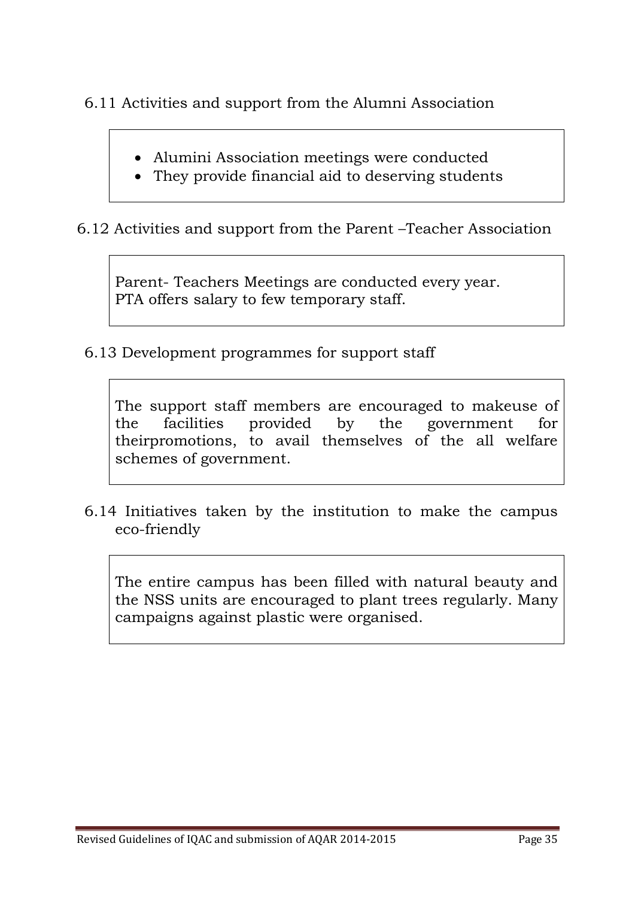6.11 Activities and support from the Alumni Association

- Alumini Association meetings were conducted
- They provide financial aid to deserving students

6.12 Activities and support from the Parent –Teacher Association

Parent- Teachers Meetings are conducted every year.
PTA offers salary to few temporary staff.

6.13 Development programmes for support staff

The support staff members are encouraged to makeuse of the facilities provided by the government for theirpromotions, to avail themselves of the all welfare schemes of government.

6.14 Initiatives taken by the institution to make the campus eco-friendly

The entire campus has been filled with natural beauty and the NSS units are encouraged to plant trees regularly. Many campaigns against plastic were organised.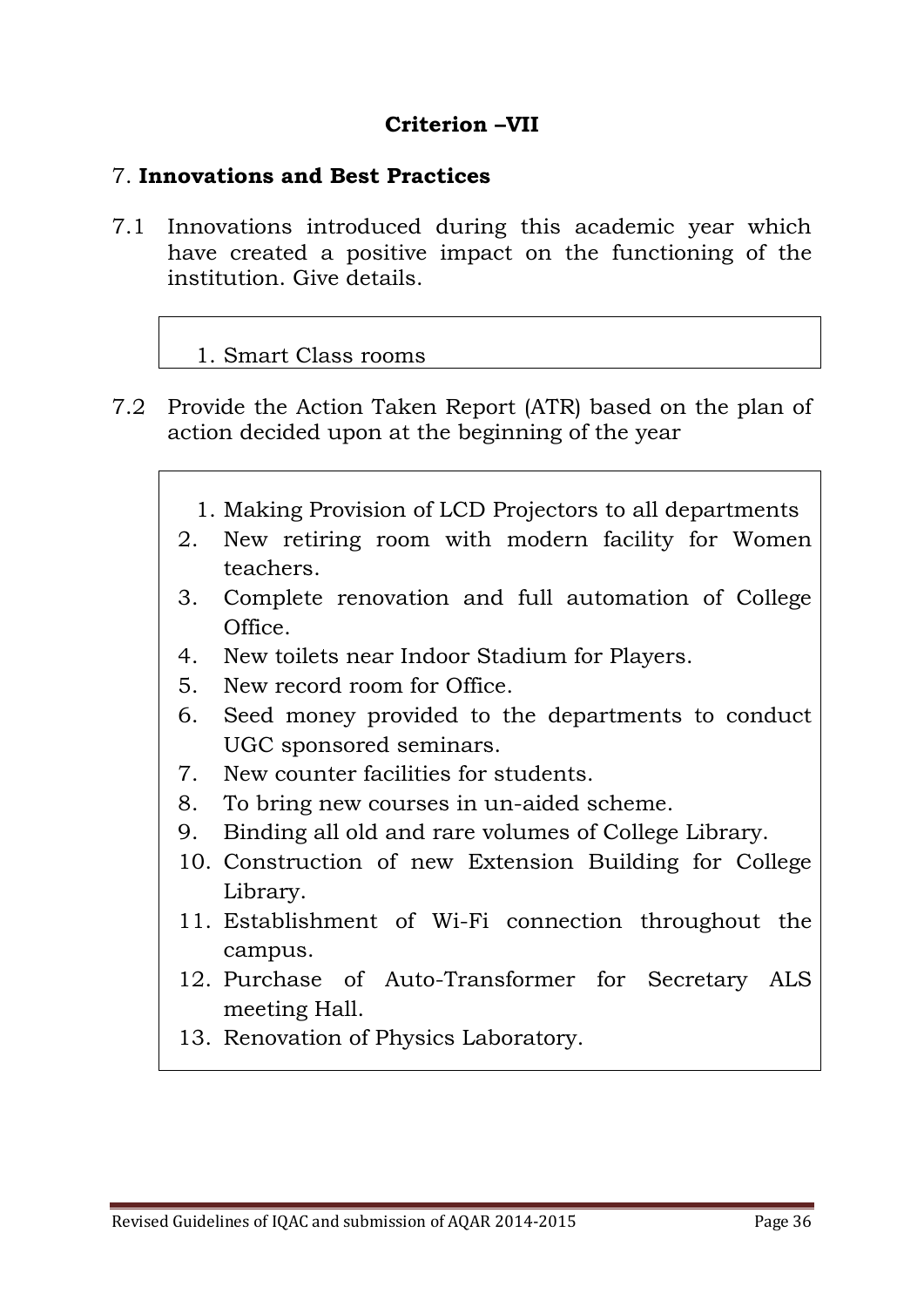## Criterion –VII

### 7. **Innovations and Best Practices**

7.1 Innovations introduced during this academic year which have created a positive impact on the functioning of the institution. Give details.

1. Smart Class rooms

7.2 Provide the Action Taken Report (ATR) based on the plan of action decided upon at the beginning of the year

1. Making Provision of LCD Projectors to all departments
2. New retiring room with modern facility for Women teachers.
3. Complete renovation and full automation of College Office.
4. New toilets near Indoor Stadium for Players.
5. New record room for Office.
6. Seed money provided to the departments to conduct UGC sponsored seminars.
7. New counter facilities for students.
8. To bring new courses in un-aided scheme.
9. Binding all old and rare volumes of College Library.
10. Construction of new Extension Building for College Library.
11. Establishment of Wi-Fi connection throughout the campus.
12. Purchase of Auto-Transformer for Secretary ALS meeting Hall.
13. Renovation of Physics Laboratory.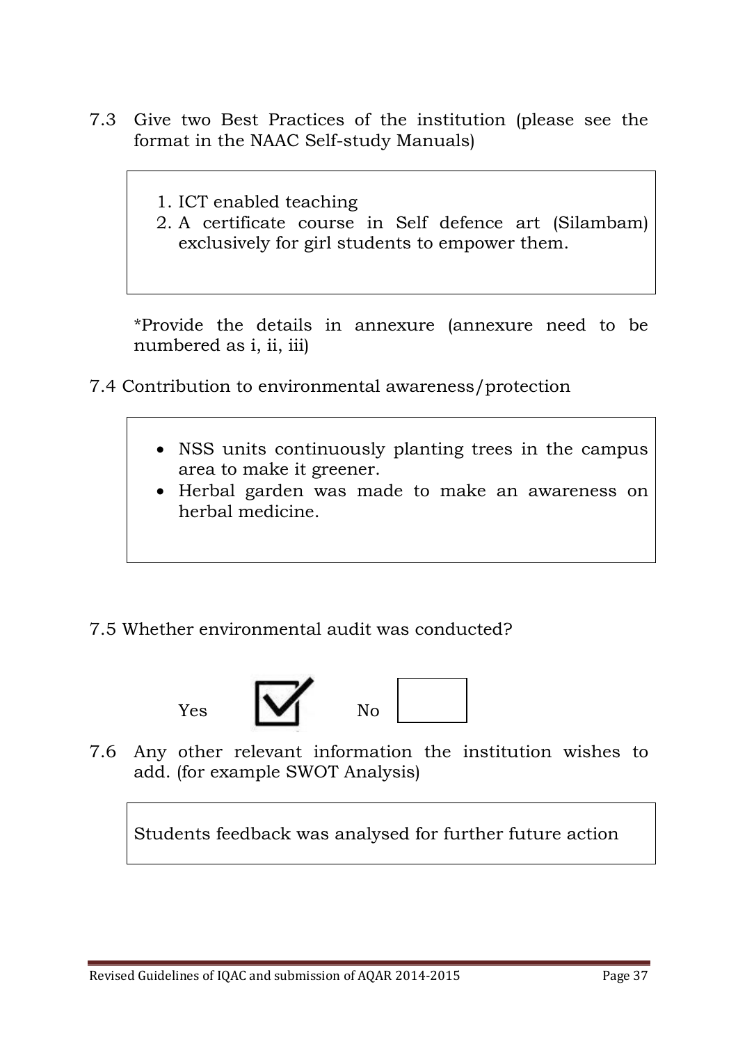7.3 Give two Best Practices of the institution (please see the format in the NAAC Self-study Manuals)

1. ICT enabled teaching
2. A certificate course in Self defence art (Silambam) exclusively for girl students to empower them.

*Provide the details in annexure (annexure need to be numbered as i, ii, iii)

7.4 Contribution to environmental awareness/protection

- NSS units continuously planting trees in the campus area to make it greener.
- Herbal garden was made to make an awareness on herbal medicine.

7.5 Whether environmental audit was conducted?

Yes ☑ No ☐

7.6 Any other relevant information the institution wishes to add. (for example SWOT Analysis)

Students feedback was analysed for further future action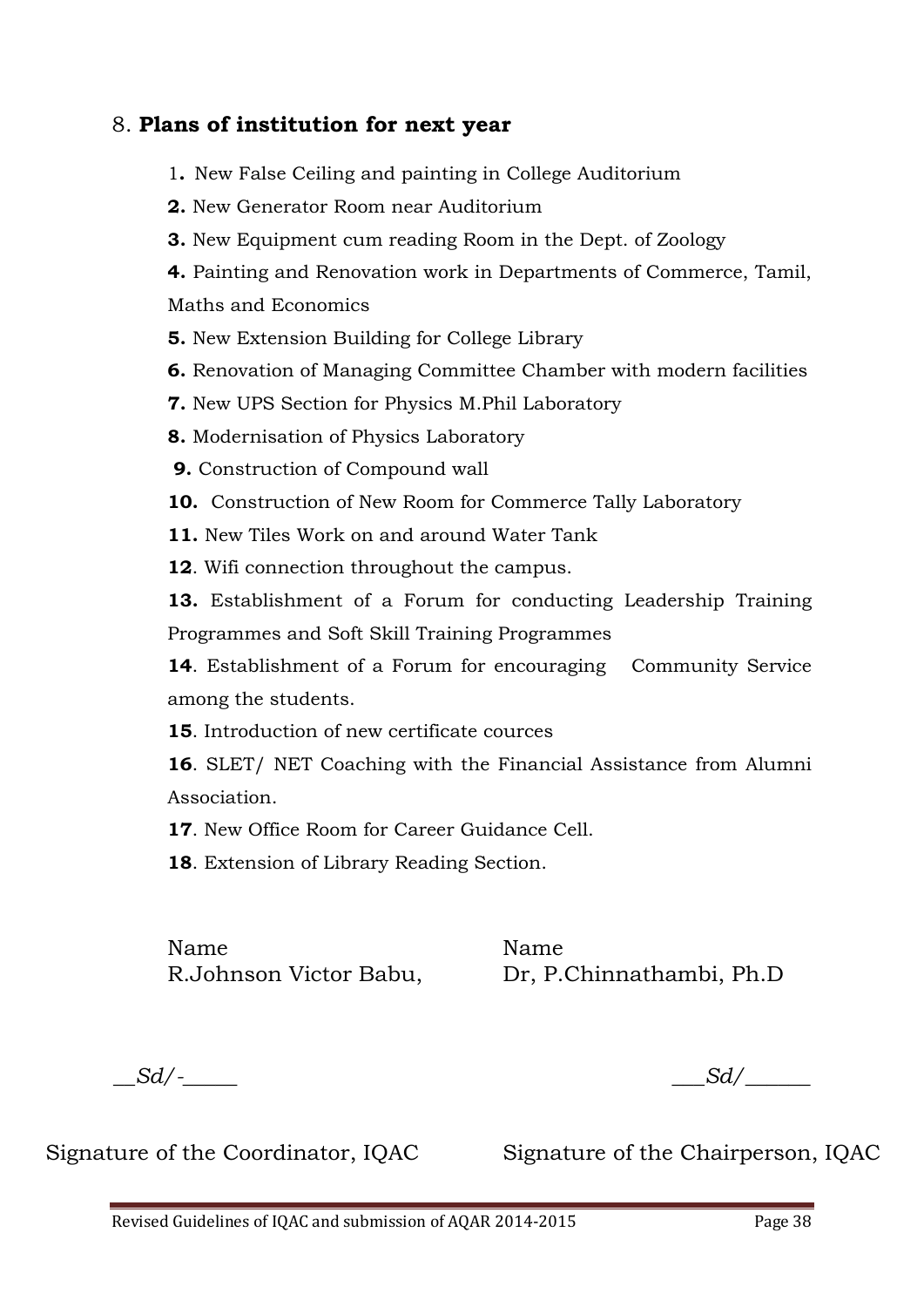## 8. **Plans of institution for next year**

1. New False Ceiling and painting in College Auditorium

**2.** New Generator Room near Auditorium

**3.** New Equipment cum reading Room in the Dept. of Zoology

**4.** Painting and Renovation work in Departments of Commerce, Tamil, Maths and Economics

**5.** New Extension Building for College Library

**6.** Renovation of Managing Committee Chamber with modern facilities

**7.** New UPS Section for Physics M.Phil Laboratory

**8.** Modernisation of Physics Laboratory

**9.** Construction of Compound wall

**10.** Construction of New Room for Commerce Tally Laboratory

**11.** New Tiles Work on and around Water Tank

**12**. Wifi connection throughout the campus.

**13.** Establishment of a Forum for conducting Leadership Training Programmes and Soft Skill Training Programmes

**14**. Establishment of a Forum for encouraging Community Service among the students.

**15**. Introduction of new certificate cources

**16**. SLET/ NET Coaching with the Financial Assistance from Alumni Association.

**17**. New Office Room for Career Guidance Cell.

**18**. Extension of Library Reading Section.

| | |
|---|---|
| Name | Name |
| R.Johnson Victor Babu, | Dr, P.Chinnathambi, Ph.D |
| __*Sd/-*_____ | ___*Sd/*______ |
| Signature of the Coordinator, IQAC | Signature of the Chairperson, IQAC |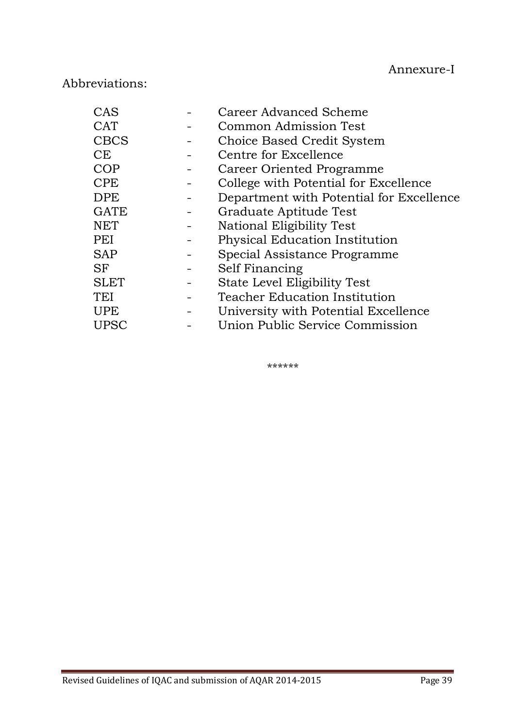Annexure-I

Abbreviations:

| | | |
|---|---|---|
| CAS | - | Career Advanced Scheme |
| CAT | - | Common Admission Test |
| CBCS | - | Choice Based Credit System |
| CE | - | Centre for Excellence |
| COP | - | Career Oriented Programme |
| CPE | - | College with Potential for Excellence |
| DPE | - | Department with Potential for Excellence |
| GATE | - | Graduate Aptitude Test |
| NET | - | National Eligibility Test |
| PEI | - | Physical Education Institution |
| SAP | - | Special Assistance Programme |
| SF | - | Self Financing |
| SLET | - | State Level Eligibility Test |
| TEI | - | Teacher Education Institution |
| UPE | - | University with Potential Excellence |
| UPSC | - | Union Public Service Commission |

******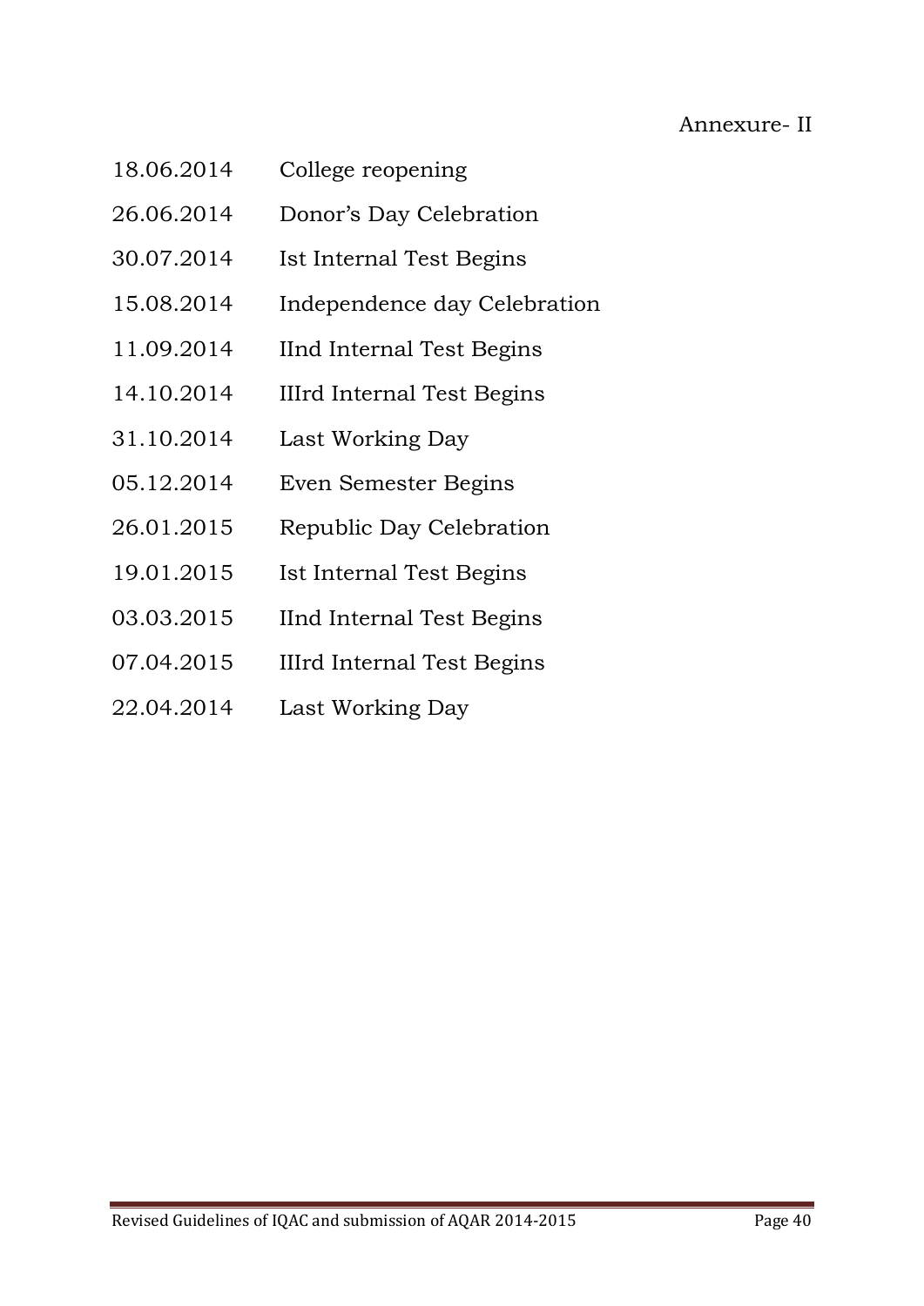Annexure- II

| | |
|---|---|
| 18.06.2014 | College reopening |
| 26.06.2014 | Donor's Day Celebration |
| 30.07.2014 | Ist Internal Test Begins |
| 15.08.2014 | Independence day Celebration |
| 11.09.2014 | IInd Internal Test Begins |
| 14.10.2014 | IIIrd Internal Test Begins |
| 31.10.2014 | Last Working Day |
| 05.12.2014 | Even Semester Begins |
| 26.01.2015 | Republic Day Celebration |
| 19.01.2015 | Ist Internal Test Begins |
| 03.03.2015 | IInd Internal Test Begins |
| 07.04.2015 | IIIrd Internal Test Begins |
| 22.04.2014 | Last Working Day |